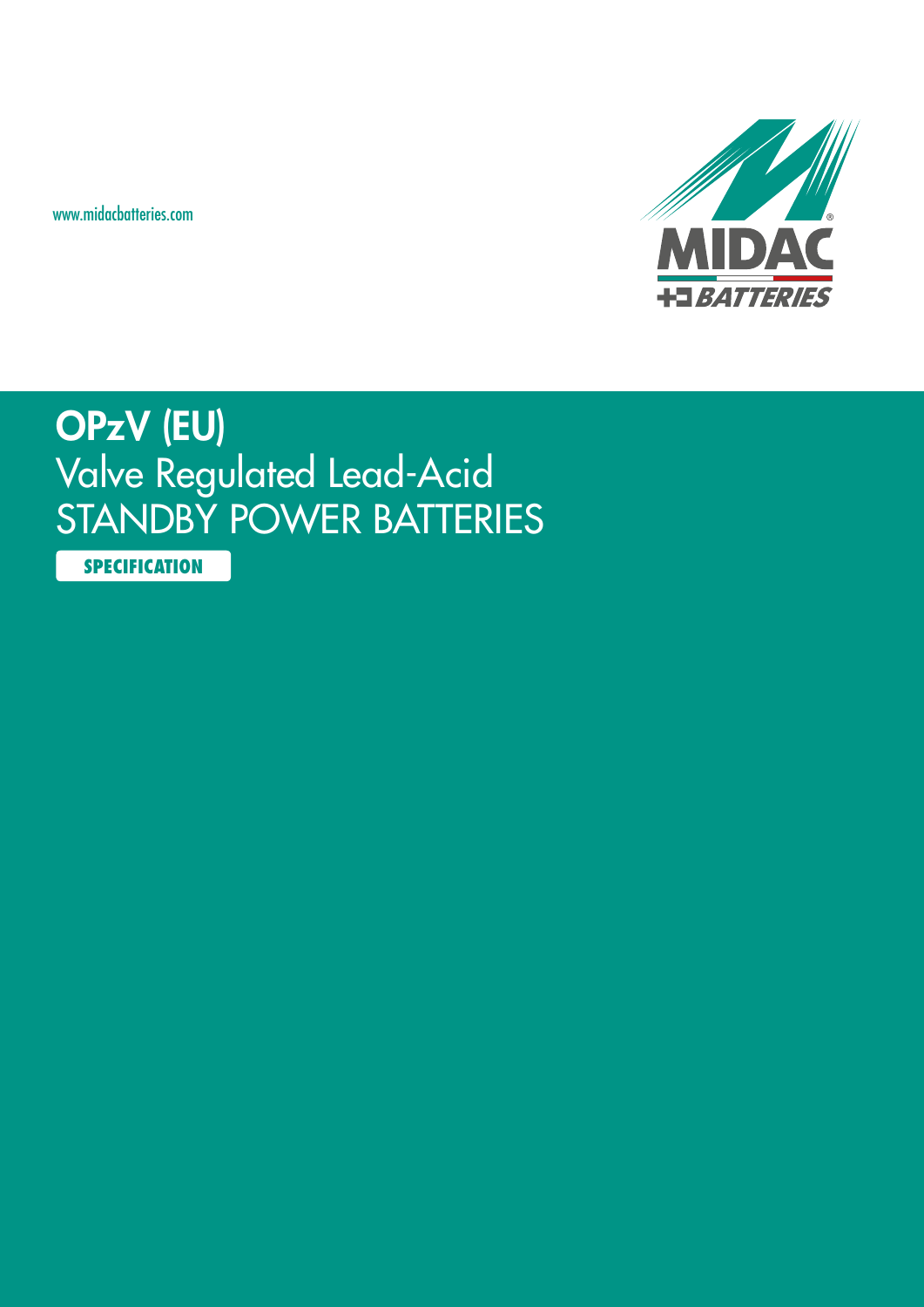www.midacbatteries.com

MIDAC BATTERIES

# OPzV (EU)

## Valve Regulated Lead-Acid STANDBY POWER BATTERIES

**SPECIFICATION**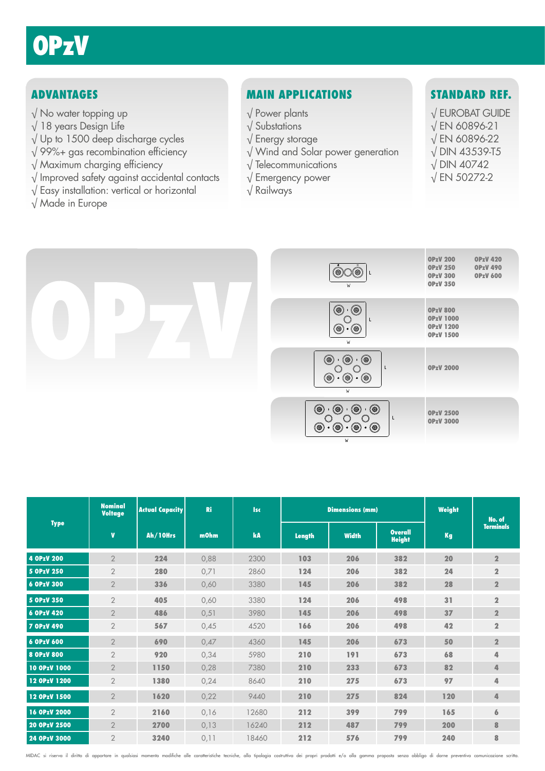# OPzV

## ADVANTAGES

- √ No water topping up
- √ 18 years Design Life
- √ Up to 1500 deep discharge cycles
- √ 99%+ gas recombination efficiency
- √ Maximum charging efficiency
- √ Improved safety against accidental contacts
- √ Easy installation: vertical or horizontal
- √ Made in Europe

## MAIN APPLICATIONS

- √ Power plants
- √ Substations
- √ Energy storage
- √ Wind and Solar power generation
- √ Telecommunications
- √ Emergency power
- √ Railways

## STANDARD REF.

- √ EUROBAT GUIDE
- √ EN 60896-21
- √ EN 60896-22
- √ DIN 43539-T5
- √ DIN 40742
- √ EN 50272-2

OPzV 200, OPzV 250, OPzV 300, OPzV 350, OPzV 420, OPzV 490, OPzV 600

OPzV 800, OPzV 1000, OPzV 1200, OPzV 1500

OPzV 2000

OPzV 2500, OPzV 3000

| Type | Nominal Voltage | Actual Capacity | Ri | Isc | Dimensions (mm) | | | Weight | No. of Terminals |
|---|---|---|---|---|---|---|---|---|---|
| | V | Ah/10Hrs | mOhm | kA | Length | Width | Overall Height | Kg | |
| 4 OPzV 200 | 2 | 224 | 0,88 | 2300 | 103 | 206 | 382 | 20 | 2 |
| 5 OPzV 250 | 2 | 280 | 0,71 | 2860 | 124 | 206 | 382 | 24 | 2 |
| 6 OPzV 300 | 2 | 336 | 0,60 | 3380 | 145 | 206 | 382 | 28 | 2 |
| 5 OPzV 350 | 2 | 405 | 0,60 | 3380 | 124 | 206 | 498 | 31 | 2 |
| 6 OPzV 420 | 2 | 486 | 0,51 | 3980 | 145 | 206 | 498 | 37 | 2 |
| 7 OPzV 490 | 2 | 567 | 0,45 | 4520 | 166 | 206 | 498 | 42 | 2 |
| 6 OPzV 600 | 2 | 690 | 0,47 | 4360 | 145 | 206 | 673 | 50 | 2 |
| 8 OPzV 800 | 2 | 920 | 0,34 | 5980 | 210 | 191 | 673 | 68 | 4 |
| 10 OPzV 1000 | 2 | 1150 | 0,28 | 7380 | 210 | 233 | 673 | 82 | 4 |
| 12 OPzV 1200 | 2 | 1380 | 0,24 | 8640 | 210 | 275 | 673 | 97 | 4 |
| 12 OPzV 1500 | 2 | 1620 | 0,22 | 9440 | 210 | 275 | 824 | 120 | 4 |
| 16 OPzV 2000 | 2 | 2160 | 0,16 | 12680 | 212 | 399 | 799 | 165 | 6 |
| 20 OPzV 2500 | 2 | 2700 | 0,13 | 16240 | 212 | 487 | 799 | 200 | 8 |
| 24 OPzV 3000 | 2 | 3240 | 0,11 | 18460 | 212 | 576 | 799 | 240 | 8 |

MIDAC si riserva il diritto di apportare in qualsiasi momento modifiche alle caratteristiche tecniche, alla tipologia costruttiva dei propri prodotti e/o alla gamma proposta senza obbligo di darne preventiva comunicazione scritta.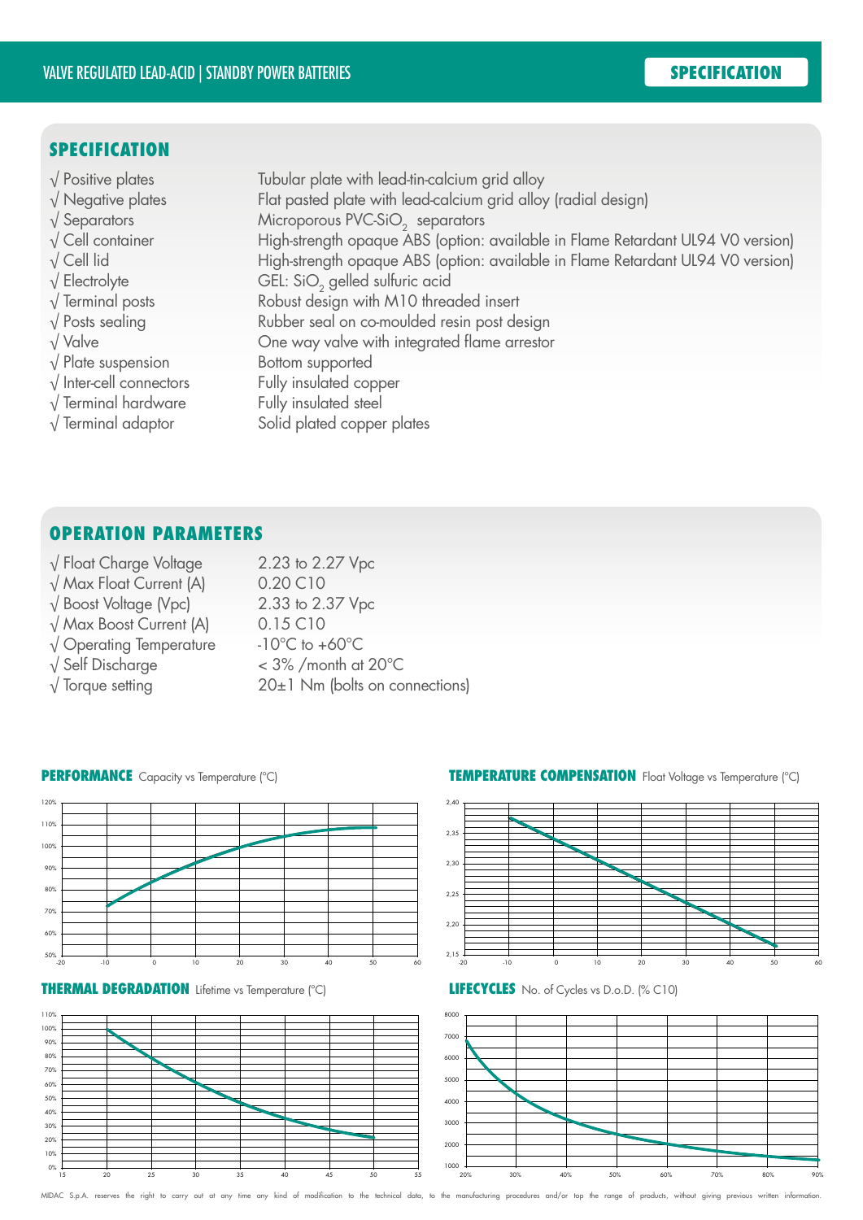## SPECIFICATION

| | |
|---|---|
| √ Positive plates | Tubular plate with lead-tin-calcium grid alloy |
| √ Negative plates | Flat pasted plate with lead-calcium grid alloy (radial design) |
| √ Separators | Microporous PVC-$SiO_2$ separators |
| √ Cell container | High-strength opaque ABS (option: available in Flame Retardant UL94 V0 version) |
| √ Cell lid | High-strength opaque ABS (option: available in Flame Retardant UL94 V0 version) |
| √ Electrolyte | GEL: $SiO_2$ gelled sulfuric acid |
| √ Terminal posts | Robust design with M10 threaded insert |
| √ Posts sealing | Rubber seal on co-moulded resin post design |
| √ Valve | One way valve with integrated flame arrestor |
| √ Plate suspension | Bottom supported |
| √ Inter-cell connectors | Fully insulated copper |
| √ Terminal hardware | Fully insulated steel |
| √ Terminal adaptor | Solid plated copper plates |

## OPERATION PARAMETERS

| | |
|---|---|
| √ Float Charge Voltage | 2.23 to 2.27 Vpc |
| √ Max Float Current (A) | 0.20 C10 |
| √ Boost Voltage (Vpc) | 2.33 to 2.37 Vpc |
| √ Max Boost Current (A) | 0.15 C10 |
| √ Operating Temperature | -10°C to +60°C |
| √ Self Discharge | < 3% /month at 20°C |
| √ Torque setting | 20±1 Nm (bolts on connections) |

**PERFORMANCE** Capacity vs Temperature (°C)

**TEMPERATURE COMPENSATION** Float Voltage vs Temperature (°C)

**THERMAL DEGRADATION** Lifetime vs Temperature (°C)

**LIFECYCLES** No. of Cycles vs D.o.D. (% C10)

MIDAC S.p.A. reserves the right to carry out at any time any kind of modification to the technical data, to the manufacturing procedures and/or top the range of products, without giving previous written information.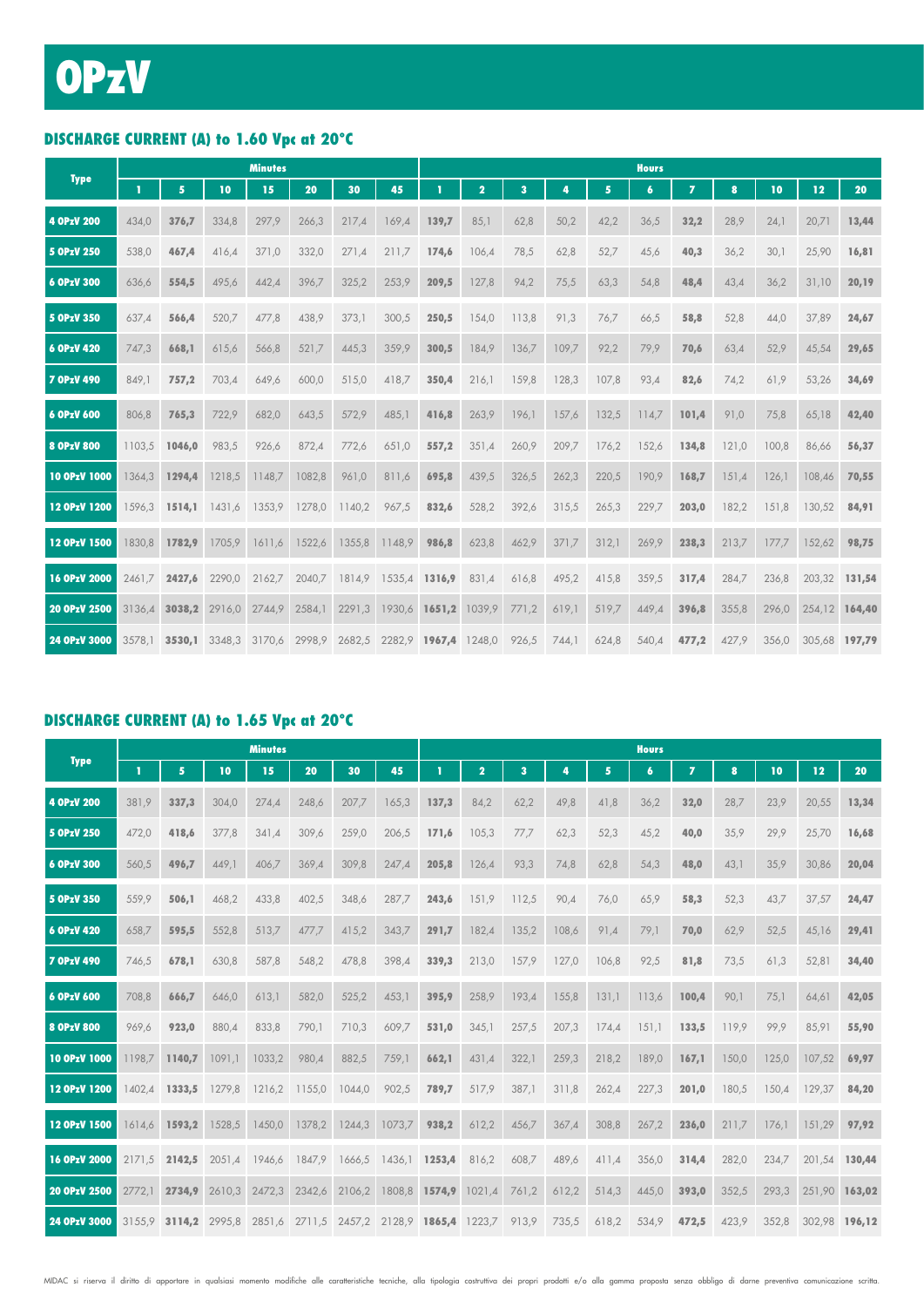# OPzV

## DISCHARGE CURRENT (A) to 1.60 Vpc at 20°C

| Type | Minutes | | | | | | | Hours | | | | | | | | | | | |
|---|---|---|---|---|---|---|---|---|---|---|---|---|---|---|---|---|---|---|---|
| | 1 | 5 | 10 | 15 | 20 | 30 | 45 | 1 | 2 | 3 | 4 | 5 | 6 | 7 | 8 | 10 | 12 | 20 |
| 4 OPzV 200 | 434,0 | 376,7 | 334,8 | 297,9 | 266,3 | 217,4 | 169,4 | 139,7 | 85,1 | 62,8 | 50,2 | 42,2 | 36,5 | 32,2 | 28,9 | 24,1 | 20,71 | 13,44 |
| 5 OPzV 250 | 538,0 | 467,4 | 416,4 | 371,0 | 332,0 | 271,4 | 211,7 | 174,6 | 106,4 | 78,5 | 62,8 | 52,7 | 45,6 | 40,3 | 36,2 | 30,1 | 25,90 | 16,81 |
| 6 OPzV 300 | 636,6 | 554,5 | 495,6 | 442,4 | 396,7 | 325,2 | 253,9 | 209,5 | 127,8 | 94,2 | 75,5 | 63,3 | 54,8 | 48,4 | 43,4 | 36,2 | 31,10 | 20,19 |
| 5 OPzV 350 | 637,4 | 566,4 | 520,7 | 477,8 | 438,9 | 373,1 | 300,5 | 250,5 | 154,0 | 113,8 | 91,3 | 76,7 | 66,5 | 58,8 | 52,8 | 44,0 | 37,89 | 24,67 |
| 6 OPzV 420 | 747,3 | 668,1 | 615,6 | 566,8 | 521,7 | 445,3 | 359,9 | 300,5 | 184,9 | 136,7 | 109,7 | 92,2 | 79,9 | 70,6 | 63,4 | 52,9 | 45,54 | 29,65 |
| 7 OPzV 490 | 849,1 | 757,2 | 703,4 | 649,6 | 600,0 | 515,0 | 418,7 | 350,4 | 216,1 | 159,8 | 128,3 | 107,8 | 93,4 | 82,6 | 74,2 | 61,9 | 53,26 | 34,69 |
| 6 OPzV 600 | 806,8 | 765,3 | 722,9 | 682,0 | 643,5 | 572,9 | 485,1 | 416,8 | 263,9 | 196,1 | 157,6 | 132,5 | 114,7 | 101,4 | 91,0 | 75,8 | 65,18 | 42,40 |
| 8 OPzV 800 | 1103,5 | 1046,0 | 983,5 | 926,6 | 872,4 | 772,6 | 651,0 | 557,2 | 351,4 | 260,9 | 209,7 | 176,2 | 152,6 | 134,8 | 121,0 | 100,8 | 86,66 | 56,37 |
| 10 OPzV 1000 | 1364,3 | 1294,4 | 1218,5 | 1148,7 | 1082,8 | 961,0 | 811,6 | 695,8 | 439,5 | 326,5 | 262,3 | 220,5 | 190,9 | 168,7 | 151,4 | 126,1 | 108,46 | 70,55 |
| 12 OPzV 1200 | 1596,3 | 1514,1 | 1431,6 | 1353,9 | 1278,0 | 1140,2 | 967,5 | 832,6 | 528,2 | 392,6 | 315,5 | 265,3 | 229,7 | 203,0 | 182,2 | 151,8 | 130,52 | 84,91 |
| 12 OPzV 1500 | 1830,8 | 1782,9 | 1705,9 | 1611,6 | 1522,6 | 1355,8 | 1148,9 | 986,8 | 623,8 | 462,9 | 371,7 | 312,1 | 269,9 | 238,3 | 213,7 | 177,7 | 152,62 | 98,75 |
| 16 OPzV 2000 | 2461,7 | 2427,6 | 2290,0 | 2162,7 | 2040,7 | 1814,9 | 1535,4 | 1316,9 | 831,4 | 616,8 | 495,2 | 415,8 | 359,5 | 317,4 | 284,7 | 236,8 | 203,32 | 131,54 |
| 20 OPzV 2500 | 3136,4 | 3038,2 | 2916,0 | 2744,9 | 2584,1 | 2291,3 | 1930,6 | 1651,2 | 1039,9 | 771,2 | 619,1 | 519,7 | 449,4 | 396,8 | 355,8 | 296,0 | 254,12 | 164,40 |
| 24 OPzV 3000 | 3578,1 | 3530,1 | 3348,3 | 3170,6 | 2998,9 | 2682,5 | 2282,9 | 1967,4 | 1248,0 | 926,5 | 744,1 | 624,8 | 540,4 | 477,2 | 427,9 | 356,0 | 305,68 | 197,79 |

## DISCHARGE CURRENT (A) to 1.65 Vpc at 20°C

| Type | Minutes | | | | | | | Hours | | | | | | | | | | | |
|---|---|---|---|---|---|---|---|---|---|---|---|---|---|---|---|---|---|---|---|
| | 1 | 5 | 10 | 15 | 20 | 30 | 45 | 1 | 2 | 3 | 4 | 5 | 6 | 7 | 8 | 10 | 12 | 20 |
| 4 OPzV 200 | 381,9 | 337,3 | 304,0 | 274,4 | 248,6 | 207,7 | 165,3 | 137,3 | 84,2 | 62,2 | 49,8 | 41,8 | 36,2 | 32,0 | 28,7 | 23,9 | 20,55 | 13,34 |
| 5 OPzV 250 | 472,0 | 418,6 | 377,8 | 341,4 | 309,6 | 259,0 | 206,5 | 171,6 | 105,3 | 77,7 | 62,3 | 52,3 | 45,2 | 40,0 | 35,9 | 29,9 | 25,70 | 16,68 |
| 6 OPzV 300 | 560,5 | 496,7 | 449,1 | 406,7 | 369,4 | 309,8 | 247,4 | 205,8 | 126,4 | 93,3 | 74,8 | 62,8 | 54,3 | 48,0 | 43,1 | 35,9 | 30,86 | 20,04 |
| 5 OPzV 350 | 559,9 | 506,1 | 468,2 | 433,8 | 402,5 | 348,6 | 287,7 | 243,6 | 151,9 | 112,5 | 90,4 | 76,0 | 65,9 | 58,3 | 52,3 | 43,7 | 37,57 | 24,47 |
| 6 OPzV 420 | 658,7 | 595,5 | 552,8 | 513,7 | 477,7 | 415,2 | 343,7 | 291,7 | 182,4 | 135,2 | 108,6 | 91,4 | 79,1 | 70,0 | 62,9 | 52,5 | 45,16 | 29,41 |
| 7 OPzV 490 | 746,5 | 678,1 | 630,8 | 587,8 | 548,2 | 478,8 | 398,4 | 339,3 | 213,0 | 157,9 | 127,0 | 106,8 | 92,5 | 81,8 | 73,5 | 61,3 | 52,81 | 34,40 |
| 6 OPzV 600 | 708,8 | 666,7 | 646,0 | 613,1 | 582,0 | 525,2 | 453,1 | 395,9 | 258,9 | 193,4 | 155,8 | 131,1 | 113,6 | 100,4 | 90,1 | 75,1 | 64,61 | 42,05 |
| 8 OPzV 800 | 969,6 | 923,0 | 880,4 | 833,8 | 790,1 | 710,3 | 609,7 | 531,0 | 345,1 | 257,5 | 207,3 | 174,4 | 151,1 | 133,5 | 119,9 | 99,9 | 85,91 | 55,90 |
| 10 OPzV 1000 | 1198,7 | 1140,7 | 1091,1 | 1033,2 | 980,4 | 882,5 | 759,1 | 662,1 | 431,4 | 322,1 | 259,3 | 218,2 | 189,0 | 167,1 | 150,0 | 125,0 | 107,52 | 69,97 |
| 12 OPzV 1200 | 1402,4 | 1333,5 | 1279,8 | 1216,2 | 1155,0 | 1044,0 | 902,5 | 789,7 | 517,9 | 387,1 | 311,8 | 262,4 | 227,3 | 201,0 | 180,5 | 150,4 | 129,37 | 84,20 |
| 12 OPzV 1500 | 1614,6 | 1593,2 | 1528,5 | 1450,0 | 1378,2 | 1244,3 | 1073,7 | 938,2 | 612,2 | 456,7 | 367,4 | 308,8 | 267,2 | 236,0 | 211,7 | 176,1 | 151,29 | 97,92 |
| 16 OPzV 2000 | 2171,5 | 2142,5 | 2051,4 | 1946,6 | 1847,9 | 1666,5 | 1436,1 | 1253,4 | 816,2 | 608,7 | 489,6 | 411,4 | 356,0 | 314,4 | 282,0 | 234,7 | 201,54 | 130,44 |
| 20 OPzV 2500 | 2772,1 | 2734,9 | 2610,3 | 2472,3 | 2342,6 | 2106,2 | 1808,8 | 1574,9 | 1021,4 | 761,2 | 612,2 | 514,3 | 445,0 | 393,0 | 352,5 | 293,3 | 251,90 | 163,02 |
| 24 OPzV 3000 | 3155,9 | 3114,2 | 2995,8 | 2851,6 | 2711,5 | 2457,2 | 2128,9 | 1865,4 | 1223,7 | 913,9 | 735,5 | 618,2 | 534,9 | 472,5 | 423,9 | 352,8 | 302,98 | 196,12 |

MIDAC si riserva il diritto di apportare in qualsiasi momento modifiche alle caratteristiche tecniche, alla tipologia costruttiva dei propri prodotti e/o alla gamma proposta senza obbligo di darne preventiva comunicazione scritta.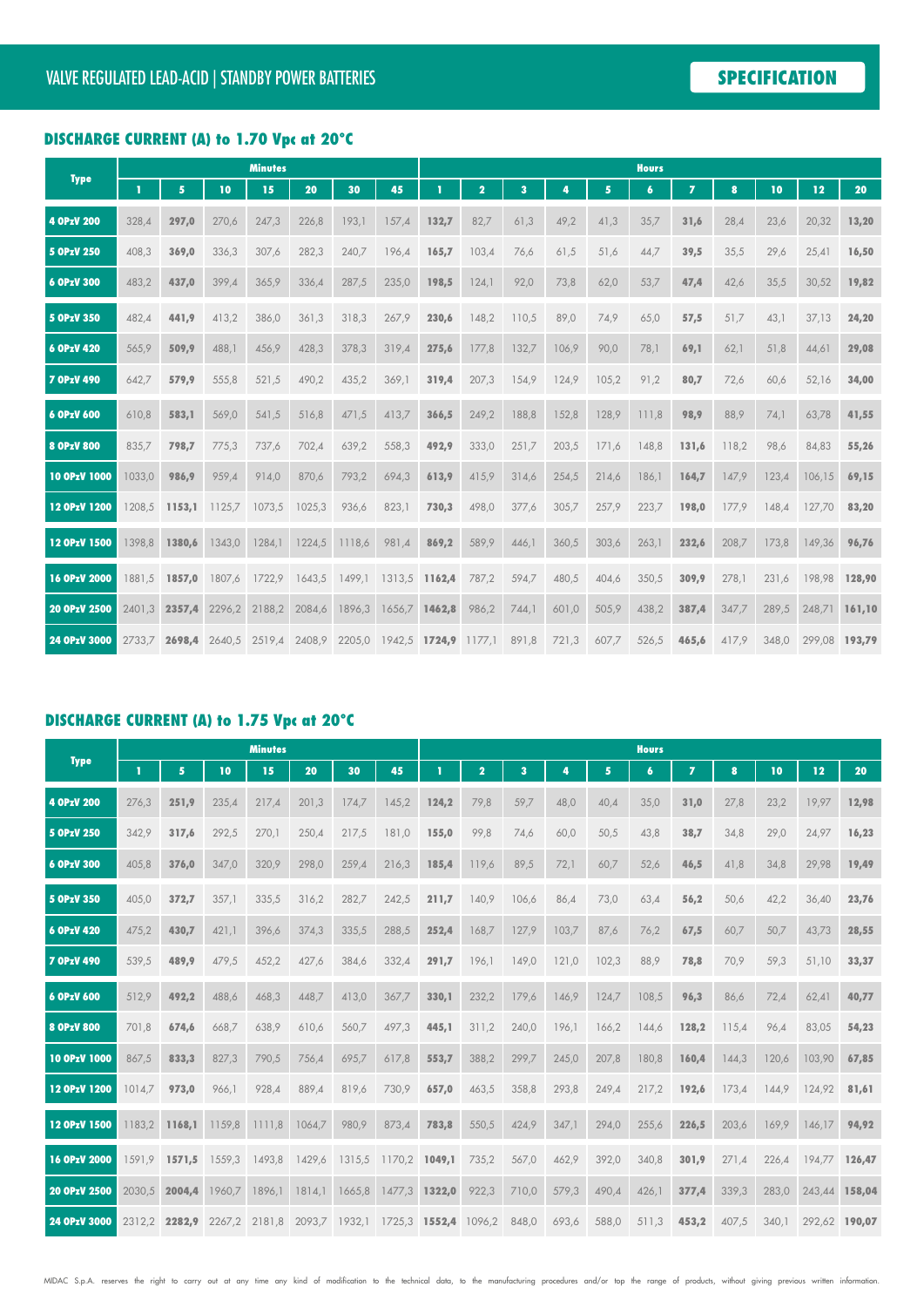VALVE REGULATED LEAD-ACID | STANDBY POWER BATTERIES

SPECIFICATION

## DISCHARGE CURRENT (A) to 1.70 Vpc at 20°C

| Type | Minutes | | | | | | | Hours | | | | | | | | | | | |
|---|---|---|---|---|---|---|---|---|---|---|---|---|---|---|---|---|---|---|---|
| | 1 | 5 | 10 | 15 | 20 | 30 | 45 | 1 | 2 | 3 | 4 | 5 | 6 | 7 | 8 | 10 | 12 | 20 |
| 4 OPzV 200 | 328,4 | **297,0** | 270,6 | 247,3 | 226,8 | 193,1 | 157,4 | **132,7** | 82,7 | 61,3 | 49,2 | 41,3 | 35,7 | **31,6** | 28,4 | 23,6 | 20,32 | **13,20** |
| 5 OPzV 250 | 408,3 | **369,0** | 336,3 | 307,6 | 282,3 | 240,7 | 196,4 | **165,7** | 103,4 | 76,6 | 61,5 | 51,6 | 44,7 | **39,5** | 35,5 | 29,6 | 25,41 | **16,50** |
| 6 OPzV 300 | 483,2 | **437,0** | 399,4 | 365,9 | 336,4 | 287,5 | 235,0 | **198,5** | 124,1 | 92,0 | 73,8 | 62,0 | 53,7 | **47,4** | 42,6 | 35,5 | 30,52 | **19,82** |
| 5 OPzV 350 | 482,4 | **441,9** | 413,2 | 386,0 | 361,3 | 318,3 | 267,9 | **230,6** | 148,2 | 110,5 | 89,0 | 74,9 | 65,0 | **57,5** | 51,7 | 43,1 | 37,13 | **24,20** |
| 6 OPzV 420 | 565,9 | **509,9** | 488,1 | 456,9 | 428,3 | 378,3 | 319,4 | **275,6** | 177,8 | 132,7 | 106,9 | 90,0 | 78,1 | **69,1** | 62,1 | 51,8 | 44,61 | **29,08** |
| 7 OPzV 490 | 642,7 | **579,9** | 555,8 | 521,5 | 490,2 | 435,2 | 369,1 | **319,4** | 207,3 | 154,9 | 124,9 | 105,2 | 91,2 | **80,7** | 72,6 | 60,6 | 52,16 | **34,00** |
| 6 OPzV 600 | 610,8 | **583,1** | 569,0 | 541,5 | 516,8 | 471,5 | 413,7 | **366,5** | 249,2 | 188,8 | 152,8 | 128,9 | 111,8 | **98,9** | 88,9 | 74,1 | 63,78 | **41,55** |
| 8 OPzV 800 | 835,7 | **798,7** | 775,3 | 737,6 | 702,4 | 639,2 | 558,3 | **492,9** | 333,0 | 251,7 | 203,5 | 171,6 | 148,8 | **131,6** | 118,2 | 98,6 | 84,83 | **55,26** |
| 10 OPzV 1000 | 1033,0 | **986,9** | 959,4 | 914,0 | 870,6 | 793,2 | 694,3 | **613,9** | 415,9 | 314,6 | 254,5 | 214,6 | 186,1 | **164,7** | 147,9 | 123,4 | 106,15 | **69,15** |
| 12 OPzV 1200 | 1208,5 | **1153,1** | 1125,7 | 1073,5 | 1025,3 | 936,6 | 823,1 | **730,3** | 498,0 | 377,6 | 305,7 | 257,9 | 223,7 | **198,0** | 177,9 | 148,4 | 127,70 | **83,20** |
| 12 OPzV 1500 | 1398,8 | **1380,6** | 1343,0 | 1284,1 | 1224,5 | 1118,6 | 981,4 | **869,2** | 589,9 | 446,1 | 360,5 | 303,6 | 263,1 | **232,6** | 208,7 | 173,8 | 149,36 | **96,76** |
| 16 OPzV 2000 | 1881,5 | **1857,0** | 1807,6 | 1722,9 | 1643,5 | 1499,1 | 1313,5 | **1162,4** | 787,2 | 594,7 | 480,5 | 404,6 | 350,5 | **309,9** | 278,1 | 231,6 | 198,98 | **128,90** |
| 20 OPzV 2500 | 2401,3 | **2357,4** | 2296,2 | 2188,2 | 2084,6 | 1896,3 | 1656,7 | **1462,8** | 986,2 | 744,1 | 601,0 | 505,9 | 438,2 | **387,4** | 347,7 | 289,5 | 248,71 | **161,10** |
| 24 OPzV 3000 | 2733,7 | **2698,4** | 2640,5 | 2519,4 | 2408,9 | 2205,0 | 1942,5 | **1724,9** | 1177,1 | 891,8 | 721,3 | 607,7 | 526,5 | **465,6** | 417,9 | 348,0 | 299,08 | **193,79** |

## DISCHARGE CURRENT (A) to 1.75 Vpc at 20°C

| Type | Minutes | | | | | | | Hours | | | | | | | | | | | |
|---|---|---|---|---|---|---|---|---|---|---|---|---|---|---|---|---|---|---|---|
| | 1 | 5 | 10 | 15 | 20 | 30 | 45 | 1 | 2 | 3 | 4 | 5 | 6 | 7 | 8 | 10 | 12 | 20 |
| 4 OPzV 200 | 276,3 | **251,9** | 235,4 | 217,4 | 201,3 | 174,7 | 145,2 | **124,2** | 79,8 | 59,7 | 48,0 | 40,4 | 35,0 | **31,0** | 27,8 | 23,2 | 19,97 | **12,98** |
| 5 OPzV 250 | 342,9 | **317,6** | 292,5 | 270,1 | 250,4 | 217,5 | 181,0 | **155,0** | 99,8 | 74,6 | 60,0 | 50,5 | 43,8 | **38,7** | 34,8 | 29,0 | 24,97 | **16,23** |
| 6 OPzV 300 | 405,8 | **376,0** | 347,0 | 320,9 | 298,0 | 259,4 | 216,3 | **185,4** | 119,6 | 89,5 | 72,1 | 60,7 | 52,6 | **46,5** | 41,8 | 34,8 | 29,98 | **19,49** |
| 5 OPzV 350 | 405,0 | **372,7** | 357,1 | 335,5 | 316,2 | 282,7 | 242,5 | **211,7** | 140,9 | 106,6 | 86,4 | 73,0 | 63,4 | **56,2** | 50,6 | 42,2 | 36,40 | **23,76** |
| 6 OPzV 420 | 475,2 | **430,7** | 421,1 | 396,6 | 374,3 | 335,5 | 288,5 | **252,4** | 168,7 | 127,9 | 103,7 | 87,6 | 76,2 | **67,5** | 60,7 | 50,7 | 43,73 | **28,55** |
| 7 OPzV 490 | 539,5 | **489,9** | 479,5 | 452,2 | 427,6 | 384,6 | 332,4 | **291,7** | 196,1 | 149,0 | 121,0 | 102,3 | 88,9 | **78,8** | 70,9 | 59,3 | 51,10 | **33,37** |
| 6 OPzV 600 | 512,9 | **492,2** | 488,6 | 468,3 | 448,7 | 413,0 | 367,7 | **330,1** | 232,2 | 179,6 | 146,9 | 124,7 | 108,5 | **96,3** | 86,6 | 72,4 | 62,41 | **40,77** |
| 8 OPzV 800 | 701,8 | **674,6** | 668,7 | 638,9 | 610,6 | 560,7 | 497,3 | **445,1** | 311,2 | 240,0 | 196,1 | 166,2 | 144,6 | **128,2** | 115,4 | 96,4 | 83,05 | **54,23** |
| 10 OPzV 1000 | 867,5 | **833,3** | 827,3 | 790,5 | 756,4 | 695,7 | 617,8 | **553,7** | 388,2 | 299,7 | 245,0 | 207,8 | 180,8 | **160,4** | 144,3 | 120,6 | 103,90 | **67,85** |
| 12 OPzV 1200 | 1014,7 | **973,0** | 966,1 | 928,4 | 889,4 | 819,6 | 730,9 | **657,0** | 463,5 | 358,8 | 293,8 | 249,4 | 217,2 | **192,6** | 173,4 | 144,9 | 124,92 | **81,61** |
| 12 OPzV 1500 | 1183,2 | **1168,1** | 1159,8 | 1111,8 | 1064,7 | 980,9 | 873,4 | **783,8** | 550,5 | 424,9 | 347,1 | 294,0 | 255,6 | **226,5** | 203,6 | 169,9 | 146,17 | **94,92** |
| 16 OPzV 2000 | 1591,9 | **1571,5** | 1559,3 | 1493,8 | 1429,6 | 1315,5 | 1170,2 | **1049,1** | 735,2 | 567,0 | 462,9 | 392,0 | 340,8 | **301,9** | 271,4 | 226,4 | 194,77 | **126,47** |
| 20 OPzV 2500 | 2030,5 | **2004,4** | 1960,7 | 1896,1 | 1814,1 | 1665,8 | 1477,3 | **1322,0** | 922,3 | 710,0 | 579,3 | 490,4 | 426,1 | **377,4** | 339,3 | 283,0 | 243,44 | **158,04** |
| 24 OPzV 3000 | 2312,2 | **2282,9** | 2267,2 | 2181,8 | 2093,7 | 1932,1 | 1725,3 | **1552,4** | 1096,2 | 848,0 | 693,6 | 588,0 | 511,3 | **453,2** | 407,5 | 340,1 | 292,62 | **190,07** |

MIDAC S.p.A. reserves the right to carry out at any time any kind of modification to the technical data, to the manufacturing procedures and/or top the range of products, without giving previous written information.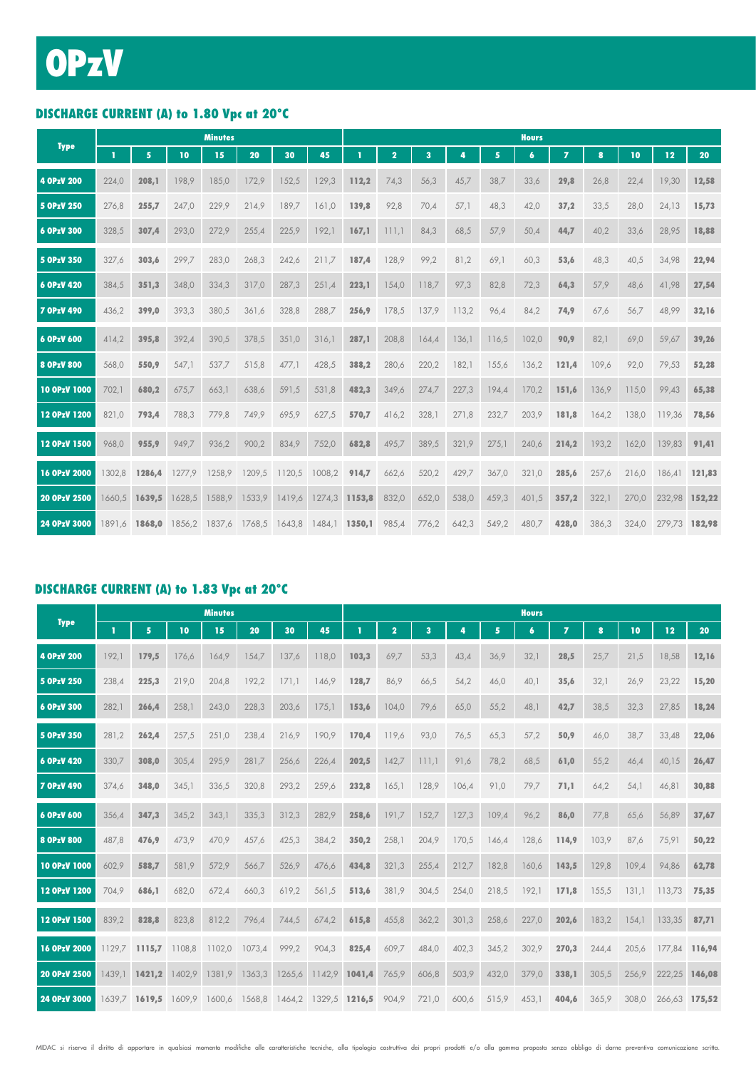# OPzV

## DISCHARGE CURRENT (A) to 1.80 Vpc at 20°C

| Type | Minutes | | | | | | | Hours | | | | | | | | | | | |
|---|---|---|---|---|---|---|---|---|---|---|---|---|---|---|---|---|---|---|---|
| | 1 | 5 | 10 | 15 | 20 | 30 | 45 | 1 | 2 | 3 | 4 | 5 | 6 | 7 | 8 | 10 | 12 | 20 |
| 4 OPzV 200 | 224,0 | 208,1 | 198,9 | 185,0 | 172,9 | 152,5 | 129,3 | 112,2 | 74,3 | 56,3 | 45,7 | 38,7 | 33,6 | 29,8 | 26,8 | 22,4 | 19,30 | 12,58 |
| 5 OPzV 250 | 276,8 | 255,7 | 247,0 | 229,9 | 214,9 | 189,7 | 161,0 | 139,8 | 92,8 | 70,4 | 57,1 | 48,3 | 42,0 | 37,2 | 33,5 | 28,0 | 24,13 | 15,73 |
| 6 OPzV 300 | 328,5 | 307,4 | 293,0 | 272,9 | 255,4 | 225,9 | 192,1 | 167,1 | 111,1 | 84,3 | 68,5 | 57,9 | 50,4 | 44,7 | 40,2 | 33,6 | 28,95 | 18,88 |
| 5 OPzV 350 | 327,6 | 303,6 | 299,7 | 283,0 | 268,3 | 242,6 | 211,7 | 187,4 | 128,9 | 99,2 | 81,2 | 69,1 | 60,3 | 53,6 | 48,3 | 40,5 | 34,98 | 22,94 |
| 6 OPzV 420 | 384,5 | 351,3 | 348,0 | 334,3 | 317,0 | 287,3 | 251,4 | 223,1 | 154,0 | 118,7 | 97,3 | 82,8 | 72,3 | 64,3 | 57,9 | 48,6 | 41,98 | 27,54 |
| 7 OPzV 490 | 436,2 | 399,0 | 393,3 | 380,5 | 361,6 | 328,8 | 288,7 | 256,9 | 178,5 | 137,9 | 113,2 | 96,4 | 84,2 | 74,9 | 67,6 | 56,7 | 48,99 | 32,16 |
| 6 OPzV 600 | 414,2 | 395,8 | 392,4 | 390,5 | 378,5 | 351,0 | 316,1 | 287,1 | 208,8 | 164,4 | 136,1 | 116,5 | 102,0 | 90,9 | 82,1 | 69,0 | 59,67 | 39,26 |
| 8 OPzV 800 | 568,0 | 550,9 | 547,1 | 537,7 | 515,8 | 477,1 | 428,5 | 388,2 | 280,6 | 220,2 | 182,1 | 155,6 | 136,2 | 121,4 | 109,6 | 92,0 | 79,53 | 52,28 |
| 10 OPzV 1000 | 702,1 | 680,2 | 675,7 | 663,1 | 638,6 | 591,5 | 531,8 | 482,3 | 349,6 | 274,7 | 227,3 | 194,4 | 170,2 | 151,6 | 136,9 | 115,0 | 99,43 | 65,38 |
| 12 OPzV 1200 | 821,0 | 793,4 | 788,3 | 779,8 | 749,9 | 695,9 | 627,5 | 570,7 | 416,2 | 328,1 | 271,8 | 232,7 | 203,9 | 181,8 | 164,2 | 138,0 | 119,36 | 78,56 |
| 12 OPzV 1500 | 968,0 | 955,9 | 949,7 | 936,2 | 900,2 | 834,9 | 752,0 | 682,8 | 495,7 | 389,5 | 321,9 | 275,1 | 240,6 | 214,2 | 193,2 | 162,0 | 139,83 | 91,41 |
| 16 OPzV 2000 | 1302,8 | 1286,4 | 1277,9 | 1258,9 | 1209,5 | 1120,5 | 1008,2 | 914,7 | 662,6 | 520,2 | 429,7 | 367,0 | 321,0 | 285,6 | 257,6 | 216,0 | 186,41 | 121,83 |
| 20 OPzV 2500 | 1660,5 | 1639,5 | 1628,5 | 1588,9 | 1533,9 | 1419,6 | 1274,3 | 1153,8 | 832,0 | 652,0 | 538,0 | 459,3 | 401,5 | 357,2 | 322,1 | 270,0 | 232,98 | 152,22 |
| 24 OPzV 3000 | 1891,6 | 1868,0 | 1856,2 | 1837,6 | 1768,5 | 1643,8 | 1484,1 | 1350,1 | 985,4 | 776,2 | 642,3 | 549,2 | 480,7 | 428,0 | 386,3 | 324,0 | 279,73 | 182,98 |

## DISCHARGE CURRENT (A) to 1.83 Vpc at 20°C

| Type | Minutes | | | | | | | Hours | | | | | | | | | | | |
|---|---|---|---|---|---|---|---|---|---|---|---|---|---|---|---|---|---|---|---|
| | 1 | 5 | 10 | 15 | 20 | 30 | 45 | 1 | 2 | 3 | 4 | 5 | 6 | 7 | 8 | 10 | 12 | 20 |
| 4 OPzV 200 | 192,1 | 179,5 | 176,6 | 164,9 | 154,7 | 137,6 | 118,0 | 103,3 | 69,7 | 53,3 | 43,4 | 36,9 | 32,1 | 28,5 | 25,7 | 21,5 | 18,58 | 12,16 |
| 5 OPzV 250 | 238,4 | 225,3 | 219,0 | 204,8 | 192,2 | 171,1 | 146,9 | 128,7 | 86,9 | 66,5 | 54,2 | 46,0 | 40,1 | 35,6 | 32,1 | 26,9 | 23,22 | 15,20 |
| 6 OPzV 300 | 282,1 | 266,4 | 258,1 | 243,0 | 228,3 | 203,6 | 175,1 | 153,6 | 104,0 | 79,6 | 65,0 | 55,2 | 48,1 | 42,7 | 38,5 | 32,3 | 27,85 | 18,24 |
| 5 OPzV 350 | 281,2 | 262,4 | 257,5 | 251,0 | 238,4 | 216,9 | 190,9 | 170,4 | 119,6 | 93,0 | 76,5 | 65,3 | 57,2 | 50,9 | 46,0 | 38,7 | 33,48 | 22,06 |
| 6 OPzV 420 | 330,7 | 308,0 | 305,4 | 295,9 | 281,7 | 256,6 | 226,4 | 202,5 | 142,7 | 111,1 | 91,6 | 78,2 | 68,5 | 61,0 | 55,2 | 46,4 | 40,15 | 26,47 |
| 7 OPzV 490 | 374,6 | 348,0 | 345,1 | 336,5 | 320,8 | 293,2 | 259,6 | 232,8 | 165,1 | 128,9 | 106,4 | 91,0 | 79,7 | 71,1 | 64,2 | 54,1 | 46,81 | 30,88 |
| 6 OPzV 600 | 356,4 | 347,3 | 345,2 | 343,1 | 335,3 | 312,3 | 282,9 | 258,6 | 191,7 | 152,7 | 127,3 | 109,4 | 96,2 | 86,0 | 77,8 | 65,6 | 56,89 | 37,67 |
| 8 OPzV 800 | 487,8 | 476,9 | 473,9 | 470,9 | 457,6 | 425,3 | 384,2 | 350,2 | 258,1 | 204,9 | 170,5 | 146,4 | 128,6 | 114,9 | 103,9 | 87,6 | 75,91 | 50,22 |
| 10 OPzV 1000 | 602,9 | 588,7 | 581,9 | 572,9 | 566,7 | 526,9 | 476,6 | 434,8 | 321,3 | 255,4 | 212,7 | 182,8 | 160,6 | 143,5 | 129,8 | 109,4 | 94,86 | 62,78 |
| 12 OPzV 1200 | 704,9 | 686,1 | 682,0 | 672,4 | 660,3 | 619,2 | 561,5 | 513,6 | 381,9 | 304,5 | 254,0 | 218,5 | 192,1 | 171,8 | 155,5 | 131,1 | 113,73 | 75,35 |
| 12 OPzV 1500 | 839,2 | 828,8 | 823,8 | 812,2 | 796,4 | 744,5 | 674,2 | 615,8 | 455,8 | 362,2 | 301,3 | 258,6 | 227,0 | 202,6 | 183,2 | 154,1 | 133,35 | 87,71 |
| 16 OPzV 2000 | 1129,7 | 1115,7 | 1108,8 | 1102,0 | 1073,4 | 999,2 | 904,3 | 825,4 | 609,7 | 484,0 | 402,3 | 345,2 | 302,9 | 270,3 | 244,4 | 205,6 | 177,84 | 116,94 |
| 20 OPzV 2500 | 1439,1 | 1421,2 | 1402,9 | 1381,9 | 1363,3 | 1265,6 | 1142,9 | 1041,4 | 765,9 | 606,8 | 503,9 | 432,0 | 379,0 | 338,1 | 305,5 | 256,9 | 222,25 | 146,08 |
| 24 OPzV 3000 | 1639,7 | 1619,5 | 1609,9 | 1600,6 | 1568,8 | 1464,2 | 1329,5 | 1216,5 | 904,9 | 721,0 | 600,6 | 515,9 | 453,1 | 404,6 | 365,9 | 308,0 | 266,63 | 175,52 |

MIDAC si riserva il diritto di apportare in qualsiasi momento modifiche alle caratteristiche tecniche, alla tipologia costruttiva dei propri prodotti e/o alla gamma proposta senza obbligo di darne preventiva comunicazione scritta.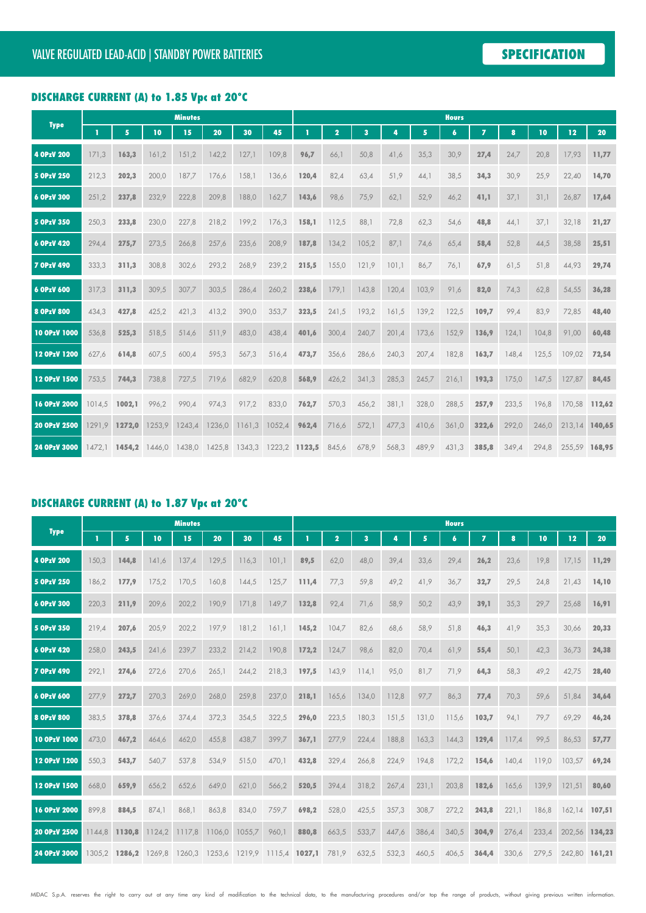VALVE REGULATED LEAD-ACID | STANDBY POWER BATTERIES

**SPECIFICATION**

## DISCHARGE CURRENT (A) to 1.85 Vpc at 20°C

| Type | Minutes | | | | | | | Hours | | | | | | | | | | |
|---|---|---|---|---|---|---|---|---|---|---|---|---|---|---|---|---|---|---|
| | 1 | 5 | 10 | 15 | 20 | 30 | 45 | 1 | 2 | 3 | 4 | 5 | 6 | 7 | 8 | 10 | 12 | 20 |
| **4 OPzV 200** | 171,3 | **163,3** | 161,2 | 151,2 | 142,2 | 127,1 | 109,8 | **96,7** | 66,1 | 50,8 | 41,6 | 35,3 | 30,9 | **27,4** | 24,7 | 20,8 | 17,93 | **11,77** |
| **5 OPzV 250** | 212,3 | **202,3** | 200,0 | 187,7 | 176,6 | 158,1 | 136,6 | **120,4** | 82,4 | 63,4 | 51,9 | 44,1 | 38,5 | **34,3** | 30,9 | 25,9 | 22,40 | **14,70** |
| **6 OPzV 300** | 251,2 | **237,8** | 232,9 | 222,8 | 209,8 | 188,0 | 162,7 | **143,6** | 98,6 | 75,9 | 62,1 | 52,9 | 46,2 | **41,1** | 37,1 | 31,1 | 26,87 | **17,64** |
| **5 OPzV 350** | 250,3 | **233,8** | 230,0 | 227,8 | 218,2 | 199,2 | 176,3 | **158,1** | 112,5 | 88,1 | 72,8 | 62,3 | 54,6 | **48,8** | 44,1 | 37,1 | 32,18 | **21,27** |
| **6 OPzV 420** | 294,4 | **275,7** | 273,5 | 266,8 | 257,6 | 235,6 | 208,9 | **187,8** | 134,2 | 105,2 | 87,1 | 74,6 | 65,4 | **58,4** | 52,8 | 44,5 | 38,58 | **25,51** |
| **7 OPzV 490** | 333,3 | **311,3** | 308,8 | 302,6 | 293,2 | 268,9 | 239,2 | **215,5** | 155,0 | 121,9 | 101,1 | 86,7 | 76,1 | **67,9** | 61,5 | 51,8 | 44,93 | **29,74** |
| **6 OPzV 600** | 317,3 | **311,3** | 309,5 | 307,7 | 303,5 | 286,4 | 260,2 | **238,6** | 179,1 | 143,8 | 120,4 | 103,9 | 91,6 | **82,0** | 74,3 | 62,8 | 54,55 | **36,28** |
| **8 OPzV 800** | 434,3 | **427,8** | 425,2 | 421,3 | 413,2 | 390,0 | 353,7 | **323,5** | 241,5 | 193,2 | 161,5 | 139,2 | 122,5 | **109,7** | 99,4 | 83,9 | 72,85 | **48,40** |
| **10 OPzV 1000** | 536,8 | **525,3** | 518,5 | 514,6 | 511,9 | 483,0 | 438,4 | **401,6** | 300,4 | 240,7 | 201,4 | 173,6 | 152,9 | **136,9** | 124,1 | 104,8 | 91,00 | **60,48** |
| **12 OPzV 1200** | 627,6 | **614,8** | 607,5 | 600,4 | 595,3 | 567,3 | 516,4 | **473,7** | 356,6 | 286,6 | 240,3 | 207,4 | 182,8 | **163,7** | 148,4 | 125,5 | 109,02 | **72,54** |
| **12 OPzV 1500** | 753,5 | **744,3** | 738,8 | 727,5 | 719,6 | 682,9 | 620,8 | **568,9** | 426,2 | 341,3 | 285,3 | 245,7 | 216,1 | **193,3** | 175,0 | 147,5 | 127,87 | **84,45** |
| **16 OPzV 2000** | 1014,5 | **1002,1** | 996,2 | 990,4 | 974,3 | 917,2 | 833,0 | **762,7** | 570,3 | 456,2 | 381,1 | 328,0 | 288,5 | **257,9** | 233,5 | 196,8 | 170,58 | **112,62** |
| **20 OPzV 2500** | 1291,9 | **1272,0** | 1253,9 | 1243,4 | 1236,0 | 1161,3 | 1052,4 | **962,4** | 716,6 | 572,1 | 477,3 | 410,6 | 361,0 | **322,6** | 292,0 | 246,0 | 213,14 | **140,65** |
| **24 OPzV 3000** | 1472,1 | **1454,2** | 1446,0 | 1438,0 | 1425,8 | 1343,3 | 1223,2 | **1123,5** | 845,6 | 678,9 | 568,3 | 489,9 | 431,3 | **385,8** | 349,4 | 294,8 | 255,59 | **168,95** |

## DISCHARGE CURRENT (A) to 1.87 Vpc at 20°C

| Type | Minutes | | | | | | | Hours | | | | | | | | | | |
|---|---|---|---|---|---|---|---|---|---|---|---|---|---|---|---|---|---|---|
| | 1 | 5 | 10 | 15 | 20 | 30 | 45 | 1 | 2 | 3 | 4 | 5 | 6 | 7 | 8 | 10 | 12 | 20 |
| **4 OPzV 200** | 150,3 | **144,8** | 141,6 | 137,4 | 129,5 | 116,3 | 101,1 | **89,5** | 62,0 | 48,0 | 39,4 | 33,6 | 29,4 | **26,2** | 23,6 | 19,8 | 17,15 | **11,29** |
| **5 OPzV 250** | 186,2 | **177,9** | 175,2 | 170,5 | 160,8 | 144,5 | 125,7 | **111,4** | 77,3 | 59,8 | 49,2 | 41,9 | 36,7 | **32,7** | 29,5 | 24,8 | 21,43 | **14,10** |
| **6 OPzV 300** | 220,3 | **211,9** | 209,6 | 202,2 | 190,9 | 171,8 | 149,7 | **132,8** | 92,4 | 71,6 | 58,9 | 50,2 | 43,9 | **39,1** | 35,3 | 29,7 | 25,68 | **16,91** |
| **5 OPzV 350** | 219,4 | **207,6** | 205,9 | 202,2 | 197,9 | 181,2 | 161,1 | **145,2** | 104,7 | 82,6 | 68,6 | 58,9 | 51,8 | **46,3** | 41,9 | 35,3 | 30,66 | **20,33** |
| **6 OPzV 420** | 258,0 | **243,5** | 241,6 | 239,7 | 233,2 | 214,2 | 190,8 | **172,2** | 124,7 | 98,6 | 82,0 | 70,4 | 61,9 | **55,4** | 50,1 | 42,3 | 36,73 | **24,38** |
| **7 OPzV 490** | 292,1 | **274,6** | 272,6 | 270,6 | 265,1 | 244,2 | 218,3 | **197,5** | 143,9 | 114,1 | 95,0 | 81,7 | 71,9 | **64,3** | 58,3 | 49,2 | 42,75 | **28,40** |
| **6 OPzV 600** | 277,9 | **272,7** | 270,3 | 269,0 | 268,0 | 259,8 | 237,0 | **218,1** | 165,6 | 134,0 | 112,8 | 97,7 | 86,3 | **77,4** | 70,3 | 59,6 | 51,84 | **34,64** |
| **8 OPzV 800** | 383,5 | **378,8** | 376,6 | 374,4 | 372,3 | 354,5 | 322,5 | **296,0** | 223,5 | 180,3 | 151,5 | 131,0 | 115,6 | **103,7** | 94,1 | 79,7 | 69,29 | **46,24** |
| **10 OPzV 1000** | 473,0 | **467,2** | 464,6 | 462,0 | 455,8 | 438,7 | 399,7 | **367,1** | 277,9 | 224,4 | 188,8 | 163,3 | 144,3 | **129,4** | 117,4 | 99,5 | 86,53 | **57,77** |
| **12 OPzV 1200** | 550,3 | **543,7** | 540,7 | 537,8 | 534,9 | 515,0 | 470,1 | **432,8** | 329,4 | 266,8 | 224,9 | 194,8 | 172,2 | **154,6** | 140,4 | 119,0 | 103,57 | **69,24** |
| **12 OPzV 1500** | 668,0 | **659,9** | 656,2 | 652,6 | 649,0 | 621,0 | 566,2 | **520,5** | 394,4 | 318,2 | 267,4 | 231,1 | 203,8 | **182,6** | 165,6 | 139,9 | 121,51 | **80,60** |
| **16 OPzV 2000** | 899,8 | **884,5** | 874,1 | 868,1 | 863,8 | 834,0 | 759,7 | **698,2** | 528,0 | 425,5 | 357,3 | 308,7 | 272,2 | **243,8** | 221,1 | 186,8 | 162,14 | **107,51** |
| **20 OPzV 2500** | 1144,8 | **1130,8** | 1124,2 | 1117,8 | 1106,0 | 1055,7 | 960,1 | **880,8** | 663,5 | 533,7 | 447,6 | 386,4 | 340,5 | **304,9** | 276,4 | 233,4 | 202,56 | **134,23** |
| **24 OPzV 3000** | 1305,2 | **1286,2** | 1269,8 | 1260,3 | 1253,6 | 1219,9 | 1115,4 | **1027,1** | 781,9 | 632,5 | 532,3 | 460,5 | 406,5 | **364,4** | 330,6 | 279,5 | 242,80 | **161,21** |

MIDAC S.p.A. reserves the right to carry out at any time any kind of modification to the technical data, to the manufacturing procedures and/or top the range of products, without giving previous written information.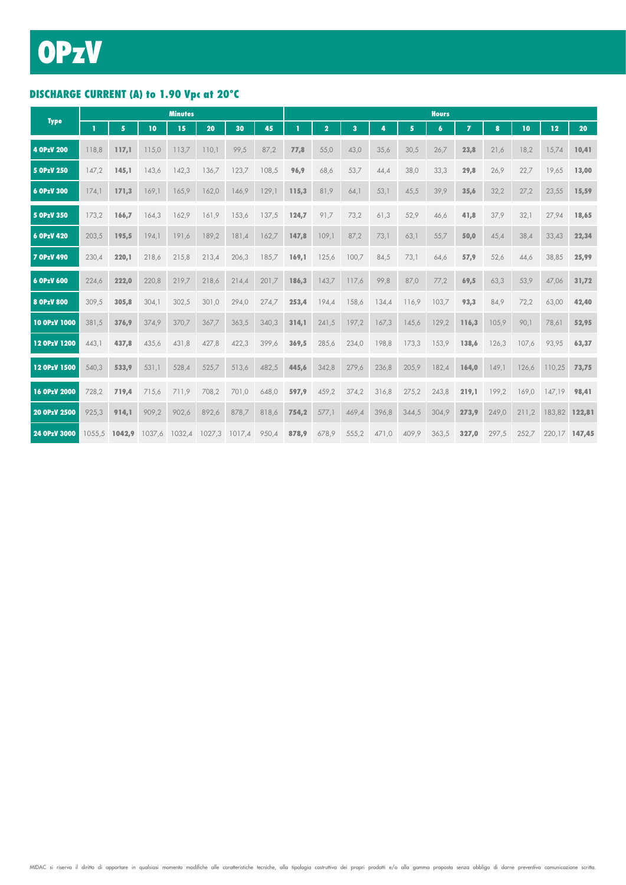# OPzV

## DISCHARGE CURRENT (A) to 1.90 Vpc at 20°C

| Type | Minutes | | | | | | | Hours | | | | | | | | | | |
|---|---|---|---|---|---|---|---|---|---|---|---|---|---|---|---|---|---|---|
| | **1** | **5** | **10** | **15** | **20** | **30** | **45** | **1** | **2** | **3** | **4** | **5** | **6** | **7** | **8** | **10** | **12** | **20** |
| **4 OPzV 200** | 118,8 | **117,1** | 115,0 | 113,7 | 110,1 | 99,5 | 87,2 | **77,8** | 55,0 | 43,0 | 35,6 | 30,5 | 26,7 | **23,8** | 21,6 | 18,2 | 15,74 | **10,41** |
| **5 OPzV 250** | 147,2 | **145,1** | 143,6 | 142,3 | 136,7 | 123,7 | 108,5 | **96,9** | 68,6 | 53,7 | 44,4 | 38,0 | 33,3 | **29,8** | 26,9 | 22,7 | 19,65 | **13,00** |
| **6 OPzV 300** | 174,1 | **171,3** | 169,1 | 165,9 | 162,0 | 146,9 | 129,1 | **115,3** | 81,9 | 64,1 | 53,1 | 45,5 | 39,9 | **35,6** | 32,2 | 27,2 | 23,55 | **15,59** |
| **5 OPzV 350** | 173,2 | **166,7** | 164,3 | 162,9 | 161,9 | 153,6 | 137,5 | **124,7** | 91,7 | 73,2 | 61,3 | 52,9 | 46,6 | **41,8** | 37,9 | 32,1 | 27,94 | **18,65** |
| **6 OPzV 420** | 203,5 | **195,5** | 194,1 | 191,6 | 189,2 | 181,4 | 162,7 | **147,8** | 109,1 | 87,2 | 73,1 | 63,1 | 55,7 | **50,0** | 45,4 | 38,4 | 33,43 | **22,34** |
| **7 OPzV 490** | 230,4 | **220,1** | 218,6 | 215,8 | 213,4 | 206,3 | 185,7 | **169,1** | 125,6 | 100,7 | 84,5 | 73,1 | 64,6 | **57,9** | 52,6 | 44,6 | 38,85 | **25,99** |
| **6 OPzV 600** | 224,6 | **222,0** | 220,8 | 219,7 | 218,6 | 214,4 | 201,7 | **186,3** | 143,7 | 117,6 | 99,8 | 87,0 | 77,2 | **69,5** | 63,3 | 53,9 | 47,06 | **31,72** |
| **8 OPzV 800** | 309,5 | **305,8** | 304,1 | 302,5 | 301,0 | 294,0 | 274,7 | **253,4** | 194,4 | 158,6 | 134,4 | 116,9 | 103,7 | **93,3** | 84,9 | 72,2 | 63,00 | **42,40** |
| **10 OPzV 1000** | 381,5 | **376,9** | 374,9 | 370,7 | 367,7 | 363,5 | 340,3 | **314,1** | 241,5 | 197,2 | 167,3 | 145,6 | 129,2 | **116,3** | 105,9 | 90,1 | 78,61 | **52,95** |
| **12 OPzV 1200** | 443,1 | **437,8** | 435,6 | 431,8 | 427,8 | 422,3 | 399,6 | **369,5** | 285,6 | 234,0 | 198,8 | 173,3 | 153,9 | **138,6** | 126,3 | 107,6 | 93,95 | **63,37** |
| **12 OPzV 1500** | 540,3 | **533,9** | 531,1 | 528,4 | 525,7 | 513,6 | 482,5 | **445,6** | 342,8 | 279,6 | 236,8 | 205,9 | 182,4 | **164,0** | 149,1 | 126,6 | 110,25 | **73,75** |
| **16 OPzV 2000** | 728,2 | **719,4** | 715,6 | 711,9 | 708,2 | 701,0 | 648,0 | **597,9** | 459,2 | 374,2 | 316,8 | 275,2 | 243,8 | **219,1** | 199,2 | 169,0 | 147,19 | **98,41** |
| **20 OPzV 2500** | 925,3 | **914,1** | 909,2 | 902,6 | 892,6 | 878,7 | 818,6 | **754,2** | 577,1 | 469,4 | 396,8 | 344,5 | 304,9 | **273,9** | 249,0 | 211,2 | 183,82 | **122,81** |
| **24 OPzV 3000** | 1055,5 | **1042,9** | 1037,6 | 1032,4 | 1027,3 | 1017,4 | 950,4 | **878,9** | 678,9 | 555,2 | 471,0 | 409,9 | 363,5 | **327,0** | 297,5 | 252,7 | 220,17 | **147,45** |

MIDAC si riserva il diritto di apportare in qualsiasi momento modifiche alle caratteristiche tecniche, alla tipologia costruttiva dei propri prodotti e/o alla gamma proposta senza obbligo di darne preventiva comunicazione scritta.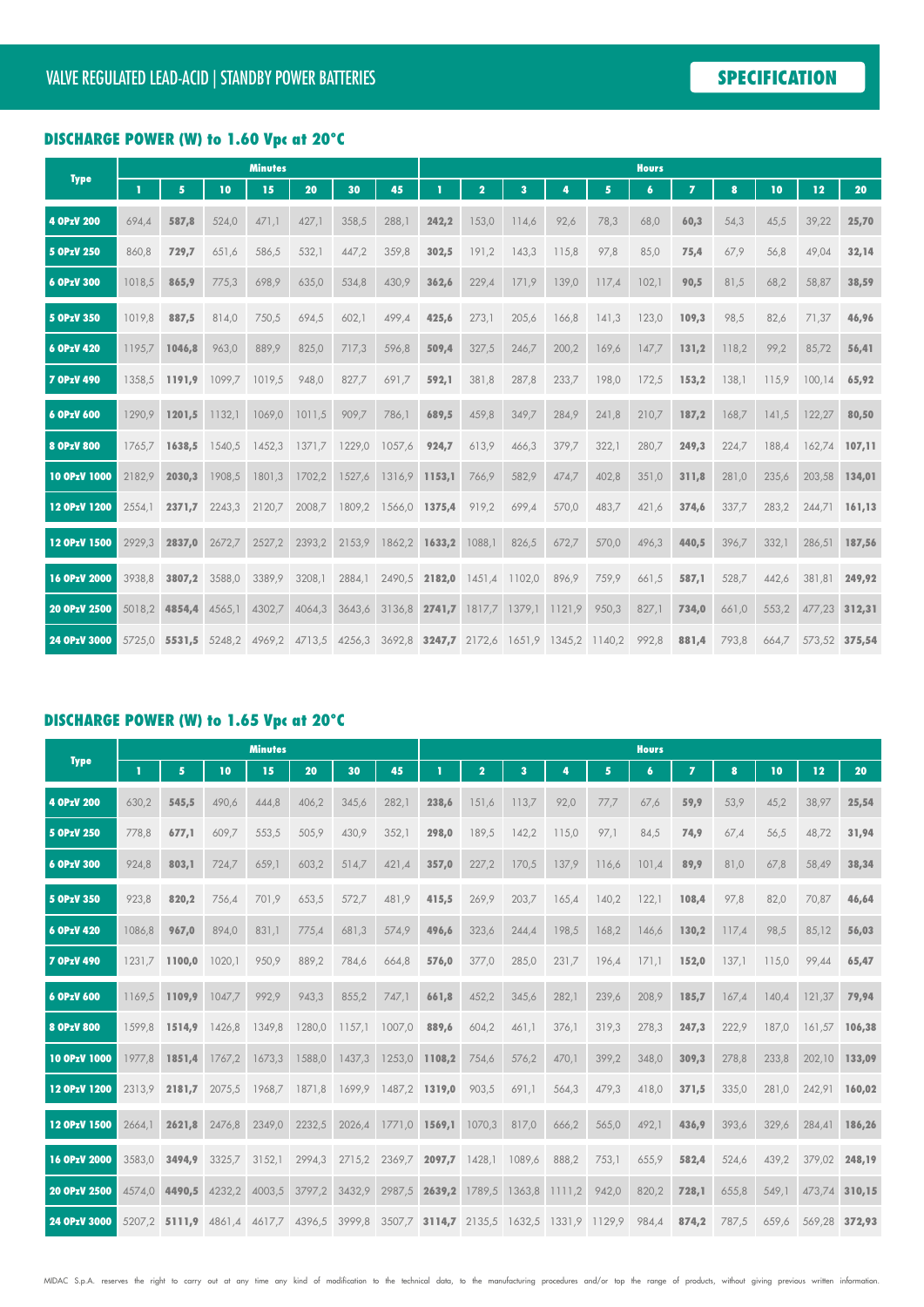VALVE REGULATED LEAD-ACID | STANDBY POWER BATTERIES

**SPECIFICATION**

## DISCHARGE POWER (W) to 1.60 Vpc at 20°C

| Type | Minutes | | | | | | | Hours | | | | | | | | | | |
|---|---|---|---|---|---|---|---|---|---|---|---|---|---|---|---|---|---|---|
| | 1 | 5 | 10 | 15 | 20 | 30 | 45 | 1 | 2 | 3 | 4 | 5 | 6 | 7 | 8 | 10 | 12 | 20 |
| 4 OPzV 200 | 694,4 | 587,8 | 524,0 | 471,1 | 427,1 | 358,5 | 288,1 | 242,2 | 153,0 | 114,6 | 92,6 | 78,3 | 68,0 | 60,3 | 54,3 | 45,5 | 39,22 | 25,70 |
| 5 OPzV 250 | 860,8 | 729,7 | 651,6 | 586,5 | 532,1 | 447,2 | 359,8 | 302,5 | 191,2 | 143,3 | 115,8 | 97,8 | 85,0 | 75,4 | 67,9 | 56,8 | 49,04 | 32,14 |
| 6 OPzV 300 | 1018,5 | 865,9 | 775,3 | 698,9 | 635,0 | 534,8 | 430,9 | 362,6 | 229,4 | 171,9 | 139,0 | 117,4 | 102,1 | 90,5 | 81,5 | 68,2 | 58,87 | 38,59 |
| 5 OPzV 350 | 1019,8 | 887,5 | 814,0 | 750,5 | 694,5 | 602,1 | 499,4 | 425,6 | 273,1 | 205,6 | 166,8 | 141,3 | 123,0 | 109,3 | 98,5 | 82,6 | 71,37 | 46,96 |
| 6 OPzV 420 | 1195,7 | 1046,8 | 963,0 | 889,9 | 825,0 | 717,3 | 596,8 | 509,4 | 327,5 | 246,7 | 200,2 | 169,6 | 147,7 | 131,2 | 118,2 | 99,2 | 85,72 | 56,41 |
| 7 OPzV 490 | 1358,5 | 1191,9 | 1099,7 | 1019,5 | 948,0 | 827,7 | 691,7 | 592,1 | 381,8 | 287,8 | 233,7 | 198,0 | 172,5 | 153,2 | 138,1 | 115,9 | 100,14 | 65,92 |
| 6 OPzV 600 | 1290,9 | 1201,5 | 1132,1 | 1069,0 | 1011,5 | 909,7 | 786,1 | 689,5 | 459,8 | 349,7 | 284,9 | 241,8 | 210,7 | 187,2 | 168,7 | 141,5 | 122,27 | 80,50 |
| 8 OPzV 800 | 1765,7 | 1638,5 | 1540,5 | 1452,3 | 1371,7 | 1229,0 | 1057,6 | 924,7 | 613,9 | 466,3 | 379,7 | 322,1 | 280,7 | 249,3 | 224,7 | 188,4 | 162,74 | 107,11 |
| 10 OPzV 1000 | 2182,9 | 2030,3 | 1908,5 | 1801,3 | 1702,2 | 1527,6 | 1316,9 | 1153,1 | 766,9 | 582,9 | 474,7 | 402,8 | 351,0 | 311,8 | 281,0 | 235,6 | 203,58 | 134,01 |
| 12 OPzV 1200 | 2554,1 | 2371,7 | 2243,3 | 2120,7 | 2008,7 | 1809,2 | 1566,0 | 1375,4 | 919,2 | 699,4 | 570,0 | 483,7 | 421,6 | 374,6 | 337,7 | 283,2 | 244,71 | 161,13 |
| 12 OPzV 1500 | 2929,3 | 2837,0 | 2672,7 | 2527,2 | 2393,2 | 2153,9 | 1862,2 | 1633,2 | 1088,1 | 826,5 | 672,7 | 570,0 | 496,3 | 440,5 | 396,7 | 332,1 | 286,51 | 187,56 |
| 16 OPzV 2000 | 3938,8 | 3807,2 | 3588,0 | 3389,9 | 3208,1 | 2884,1 | 2490,5 | 2182,0 | 1451,4 | 1102,0 | 896,9 | 759,9 | 661,5 | 587,1 | 528,7 | 442,6 | 381,81 | 249,92 |
| 20 OPzV 2500 | 5018,2 | 4854,4 | 4565,1 | 4302,7 | 4064,3 | 3643,6 | 3136,8 | 2741,7 | 1817,7 | 1379,1 | 1121,9 | 950,3 | 827,1 | 734,0 | 661,0 | 553,2 | 477,23 | 312,31 |
| 24 OPzV 3000 | 5725,0 | 5531,5 | 5248,2 | 4969,2 | 4713,5 | 4256,3 | 3692,8 | 3247,7 | 2172,6 | 1651,9 | 1345,2 | 1140,2 | 992,8 | 881,4 | 793,8 | 664,7 | 573,52 | 375,54 |

## DISCHARGE POWER (W) to 1.65 Vpc at 20°C

| Type | Minutes | | | | | | | Hours | | | | | | | | | | |
|---|---|---|---|---|---|---|---|---|---|---|---|---|---|---|---|---|---|---|
| | 1 | 5 | 10 | 15 | 20 | 30 | 45 | 1 | 2 | 3 | 4 | 5 | 6 | 7 | 8 | 10 | 12 | 20 |
| 4 OPzV 200 | 630,2 | 545,5 | 490,6 | 444,8 | 406,2 | 345,6 | 282,1 | 238,6 | 151,6 | 113,7 | 92,0 | 77,7 | 67,6 | 59,9 | 53,9 | 45,2 | 38,97 | 25,54 |
| 5 OPzV 250 | 778,8 | 677,1 | 609,7 | 553,5 | 505,9 | 430,9 | 352,1 | 298,0 | 189,5 | 142,2 | 115,0 | 97,1 | 84,5 | 74,9 | 67,4 | 56,5 | 48,72 | 31,94 |
| 6 OPzV 300 | 924,8 | 803,1 | 724,7 | 659,1 | 603,2 | 514,7 | 421,4 | 357,0 | 227,2 | 170,5 | 137,9 | 116,6 | 101,4 | 89,9 | 81,0 | 67,8 | 58,49 | 38,34 |
| 5 OPzV 350 | 923,8 | 820,2 | 756,4 | 701,9 | 653,5 | 572,7 | 481,9 | 415,5 | 269,9 | 203,7 | 165,4 | 140,2 | 122,1 | 108,4 | 97,8 | 82,0 | 70,87 | 46,64 |
| 6 OPzV 420 | 1086,8 | 967,0 | 894,0 | 831,1 | 775,4 | 681,3 | 574,9 | 496,6 | 323,6 | 244,4 | 198,5 | 168,2 | 146,6 | 130,2 | 117,4 | 98,5 | 85,12 | 56,03 |
| 7 OPzV 490 | 1231,7 | 1100,0 | 1020,1 | 950,9 | 889,2 | 784,6 | 664,8 | 576,0 | 377,0 | 285,0 | 231,7 | 196,4 | 171,1 | 152,0 | 137,1 | 115,0 | 99,44 | 65,47 |
| 6 OPzV 600 | 1169,5 | 1109,9 | 1047,7 | 992,9 | 943,3 | 855,2 | 747,1 | 661,8 | 452,2 | 345,6 | 282,1 | 239,6 | 208,9 | 185,7 | 167,4 | 140,4 | 121,37 | 79,94 |
| 8 OPzV 800 | 1599,8 | 1514,9 | 1426,8 | 1349,8 | 1280,0 | 1157,1 | 1007,0 | 889,6 | 604,2 | 461,1 | 376,1 | 319,3 | 278,3 | 247,3 | 222,9 | 187,0 | 161,57 | 106,38 |
| 10 OPzV 1000 | 1977,8 | 1851,4 | 1767,2 | 1673,3 | 1588,0 | 1437,3 | 1253,0 | 1108,2 | 754,6 | 576,2 | 470,1 | 399,2 | 348,0 | 309,3 | 278,8 | 233,8 | 202,10 | 133,09 |
| 12 OPzV 1200 | 2313,9 | 2181,7 | 2075,5 | 1968,7 | 1871,8 | 1699,9 | 1487,2 | 1319,0 | 903,5 | 691,1 | 564,3 | 479,3 | 418,0 | 371,5 | 335,0 | 281,0 | 242,91 | 160,02 |
| 12 OPzV 1500 | 2664,1 | 2621,8 | 2476,8 | 2349,0 | 2232,5 | 2026,4 | 1771,0 | 1569,1 | 1070,3 | 817,0 | 666,2 | 565,0 | 492,1 | 436,9 | 393,6 | 329,6 | 284,41 | 186,26 |
| 16 OPzV 2000 | 3583,0 | 3494,9 | 3325,7 | 3152,1 | 2994,3 | 2715,2 | 2369,7 | 2097,7 | 1428,1 | 1089,6 | 888,2 | 753,1 | 655,9 | 582,4 | 524,6 | 439,2 | 379,02 | 248,19 |
| 20 OPzV 2500 | 4574,0 | 4490,5 | 4232,2 | 4003,5 | 3797,2 | 3432,9 | 2987,5 | 2639,2 | 1789,5 | 1363,8 | 1111,2 | 942,0 | 820,2 | 728,1 | 655,8 | 549,1 | 473,74 | 310,15 |
| 24 OPzV 3000 | 5207,2 | 5111,9 | 4861,4 | 4617,7 | 4396,5 | 3999,8 | 3507,7 | 3114,7 | 2135,5 | 1632,5 | 1331,9 | 1129,9 | 984,4 | 874,2 | 787,5 | 659,6 | 569,28 | 372,93 |

MIDAC S.p.A. reserves the right to carry out at any time any kind of modification to the technical data, to the manufacturing procedures and/or top the range of products, without giving previous written information.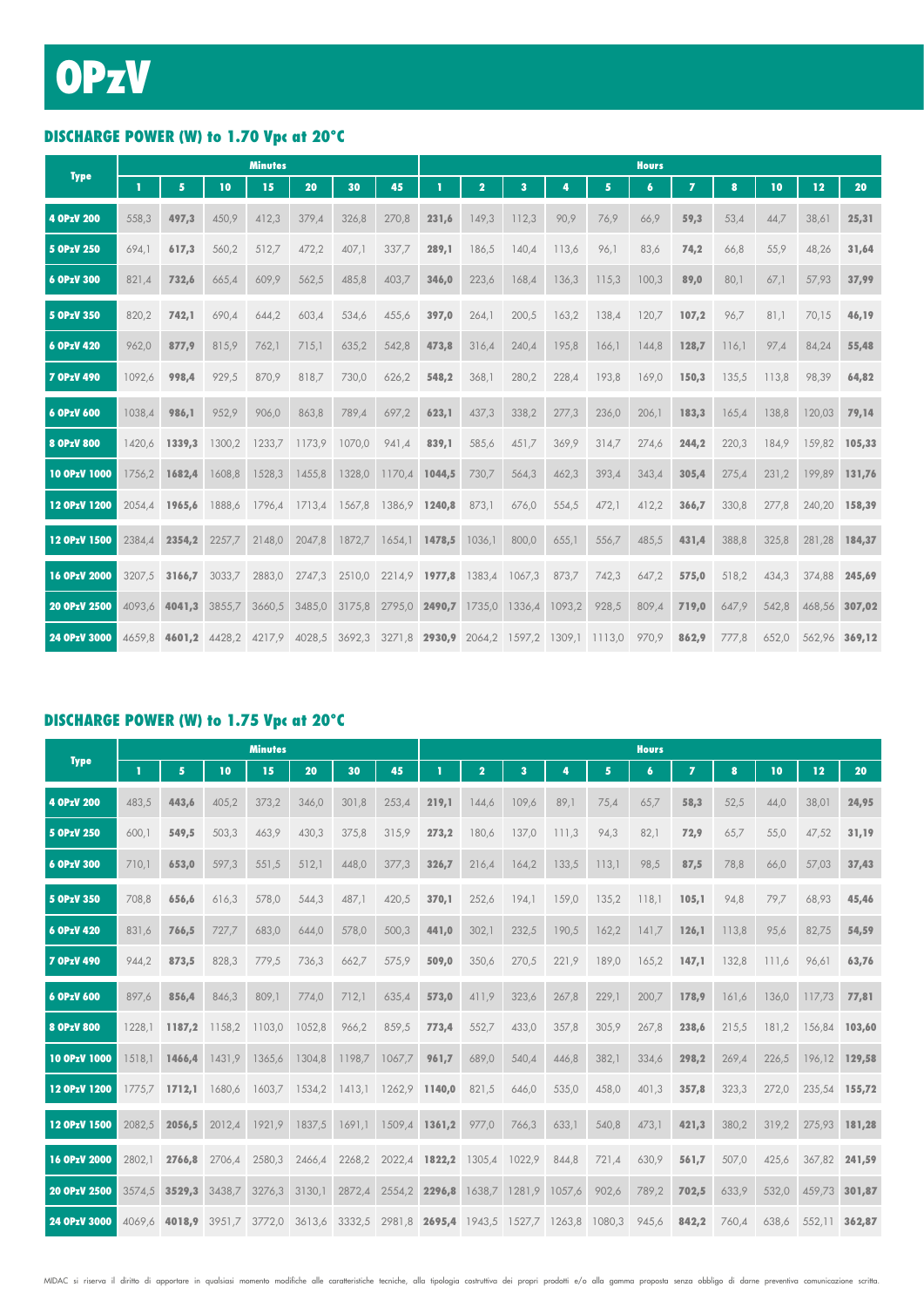# OPzV

## DISCHARGE POWER (W) to 1.70 Vpc at 20°C

| Type | Minutes | | | | | | | Hours | | | | | | | | | | | |
|---|---|---|---|---|---|---|---|---|---|---|---|---|---|---|---|---|---|---|---|
| | 1 | 5 | 10 | 15 | 20 | 30 | 45 | 1 | 2 | 3 | 4 | 5 | 6 | 7 | 8 | 10 | 12 | 20 |
| 4 OPzV 200 | 558,3 | **497,3** | 450,9 | 412,3 | 379,4 | 326,8 | 270,8 | **231,6** | 149,3 | 112,3 | 90,9 | 76,9 | 66,9 | **59,3** | 53,4 | 44,7 | 38,61 | **25,31** |
| 5 OPzV 250 | 694,1 | **617,3** | 560,2 | 512,7 | 472,2 | 407,1 | 337,7 | **289,1** | 186,5 | 140,4 | 113,6 | 96,1 | 83,6 | **74,2** | 66,8 | 55,9 | 48,26 | **31,64** |
| 6 OPzV 300 | 821,4 | **732,6** | 665,4 | 609,9 | 562,5 | 485,8 | 403,7 | **346,0** | 223,6 | 168,4 | 136,3 | 115,3 | 100,3 | **89,0** | 80,1 | 67,1 | 57,93 | **37,99** |
| 5 OPzV 350 | 820,2 | **742,1** | 690,4 | 644,2 | 603,4 | 534,6 | 455,6 | **397,0** | 264,1 | 200,5 | 163,2 | 138,4 | 120,7 | **107,2** | 96,7 | 81,1 | 70,15 | **46,19** |
| 6 OPzV 420 | 962,0 | **877,9** | 815,9 | 762,1 | 715,1 | 635,2 | 542,8 | **473,8** | 316,4 | 240,4 | 195,8 | 166,1 | 144,8 | **128,7** | 116,1 | 97,4 | 84,24 | **55,48** |
| 7 OPzV 490 | 1092,6 | **998,4** | 929,5 | 870,9 | 818,7 | 730,0 | 626,2 | **548,2** | 368,1 | 280,2 | 228,4 | 193,8 | 169,0 | **150,3** | 135,5 | 113,8 | 98,39 | **64,82** |
| 6 OPzV 600 | 1038,4 | **986,1** | 952,9 | 906,0 | 863,8 | 789,4 | 697,2 | **623,1** | 437,3 | 338,2 | 277,3 | 236,0 | 206,1 | **183,3** | 165,4 | 138,8 | 120,03 | **79,14** |
| 8 OPzV 800 | 1420,6 | **1339,3** | 1300,2 | 1233,7 | 1173,9 | 1070,0 | 941,4 | **839,1** | 585,6 | 451,7 | 369,9 | 314,7 | 274,6 | **244,2** | 220,3 | 184,9 | 159,82 | **105,33** |
| 10 OPzV 1000 | 1756,2 | **1682,4** | 1608,8 | 1528,3 | 1455,8 | 1328,0 | 1170,4 | **1044,5** | 730,7 | 564,3 | 462,3 | 393,4 | 343,4 | **305,4** | 275,4 | 231,2 | 199,89 | **131,76** |
| 12 OPzV 1200 | 2054,4 | **1965,6** | 1888,6 | 1796,4 | 1713,4 | 1567,8 | 1386,9 | **1240,8** | 873,1 | 676,0 | 554,5 | 472,1 | 412,2 | **366,7** | 330,8 | 277,8 | 240,20 | **158,39** |
| 12 OPzV 1500 | 2384,4 | **2354,2** | 2257,7 | 2148,0 | 2047,8 | 1872,7 | 1654,1 | **1478,5** | 1036,1 | 800,0 | 655,1 | 556,7 | 485,5 | **431,4** | 388,8 | 325,8 | 281,28 | **184,37** |
| 16 OPzV 2000 | 3207,5 | **3166,7** | 3033,7 | 2883,0 | 2747,3 | 2510,0 | 2214,9 | **1977,8** | 1383,4 | 1067,3 | 873,7 | 742,3 | 647,2 | **575,0** | 518,2 | 434,3 | 374,88 | **245,69** |
| 20 OPzV 2500 | 4093,6 | **4041,3** | 3855,7 | 3660,5 | 3485,0 | 3175,8 | 2795,0 | **2490,7** | 1735,0 | 1336,4 | 1093,2 | 928,5 | 809,4 | **719,0** | 647,9 | 542,8 | 468,56 | **307,02** |
| 24 OPzV 3000 | 4659,8 | **4601,2** | 4428,2 | 4217,9 | 4028,5 | 3692,3 | 3271,8 | **2930,9** | 2064,2 | 1597,2 | 1309,1 | 1113,0 | 970,9 | **862,9** | 777,8 | 652,0 | 562,96 | **369,12** |

## DISCHARGE POWER (W) to 1.75 Vpc at 20°C

| Type | Minutes | | | | | | | Hours | | | | | | | | | | | |
|---|---|---|---|---|---|---|---|---|---|---|---|---|---|---|---|---|---|---|---|
| | 1 | 5 | 10 | 15 | 20 | 30 | 45 | 1 | 2 | 3 | 4 | 5 | 6 | 7 | 8 | 10 | 12 | 20 |
| 4 OPzV 200 | 483,5 | **443,6** | 405,2 | 373,2 | 346,0 | 301,8 | 253,4 | **219,1** | 144,6 | 109,6 | 89,1 | 75,4 | 65,7 | **58,3** | 52,5 | 44,0 | 38,01 | **24,95** |
| 5 OPzV 250 | 600,1 | **549,5** | 503,3 | 463,9 | 430,3 | 375,8 | 315,9 | **273,2** | 180,6 | 137,0 | 111,3 | 94,3 | 82,1 | **72,9** | 65,7 | 55,0 | 47,52 | **31,19** |
| 6 OPzV 300 | 710,1 | **653,0** | 597,3 | 551,5 | 512,1 | 448,0 | 377,3 | **326,7** | 216,4 | 164,2 | 133,5 | 113,1 | 98,5 | **87,5** | 78,8 | 66,0 | 57,03 | **37,43** |
| 5 OPzV 350 | 708,8 | **656,6** | 616,3 | 578,0 | 544,3 | 487,1 | 420,5 | **370,1** | 252,6 | 194,1 | 159,0 | 135,2 | 118,1 | **105,1** | 94,8 | 79,7 | 68,93 | **45,46** |
| 6 OPzV 420 | 831,6 | **766,5** | 727,7 | 683,0 | 644,0 | 578,0 | 500,3 | **441,0** | 302,1 | 232,5 | 190,5 | 162,2 | 141,7 | **126,1** | 113,8 | 95,6 | 82,75 | **54,59** |
| 7 OPzV 490 | 944,2 | **873,5** | 828,3 | 779,5 | 736,3 | 662,7 | 575,9 | **509,0** | 350,6 | 270,5 | 221,9 | 189,0 | 165,2 | **147,1** | 132,8 | 111,6 | 96,61 | **63,76** |
| 6 OPzV 600 | 897,6 | **856,4** | 846,3 | 809,1 | 774,0 | 712,1 | 635,4 | **573,0** | 411,9 | 323,6 | 267,8 | 229,1 | 200,7 | **178,9** | 161,6 | 136,0 | 117,73 | **77,81** |
| 8 OPzV 800 | 1228,1 | **1187,2** | 1158,2 | 1103,0 | 1052,8 | 966,2 | 859,5 | **773,4** | 552,7 | 433,0 | 357,8 | 305,9 | 267,8 | **238,6** | 215,5 | 181,2 | 156,84 | **103,60** |
| 10 OPzV 1000 | 1518,1 | **1466,4** | 1431,9 | 1365,6 | 1304,8 | 1198,7 | 1067,7 | **961,7** | 689,0 | 540,4 | 446,8 | 382,1 | 334,6 | **298,2** | 269,4 | 226,5 | 196,12 | **129,58** |
| 12 OPzV 1200 | 1775,7 | **1712,1** | 1680,6 | 1603,7 | 1534,2 | 1413,1 | 1262,9 | **1140,0** | 821,5 | 646,0 | 535,0 | 458,0 | 401,3 | **357,8** | 323,3 | 272,0 | 235,54 | **155,72** |
| 12 OPzV 1500 | 2082,5 | **2056,5** | 2012,4 | 1921,9 | 1837,5 | 1691,1 | 1509,4 | **1361,2** | 977,0 | 766,3 | 633,1 | 540,8 | 473,1 | **421,3** | 380,2 | 319,2 | 275,93 | **181,28** |
| 16 OPzV 2000 | 2802,1 | **2766,8** | 2706,4 | 2580,3 | 2466,4 | 2268,2 | 2022,4 | **1822,2** | 1305,4 | 1022,9 | 844,8 | 721,4 | 630,9 | **561,7** | 507,0 | 425,6 | 367,82 | **241,59** |
| 20 OPzV 2500 | 3574,5 | **3529,3** | 3438,7 | 3276,3 | 3130,1 | 2872,4 | 2554,2 | **2296,8** | 1638,7 | 1281,9 | 1057,6 | 902,6 | 789,2 | **702,5** | 633,9 | 532,0 | 459,73 | **301,87** |
| 24 OPzV 3000 | 4069,6 | **4018,9** | 3951,7 | 3772,0 | 3613,6 | 3332,5 | 2981,8 | **2695,4** | 1943,5 | 1527,7 | 1263,8 | 1080,3 | 945,6 | **842,2** | 760,4 | 638,6 | 552,11 | **362,87** |

MIDAC si riserva il diritto di apportare in qualsiasi momento modifiche alle caratteristiche tecniche, alla tipologia costruttiva dei propri prodotti e/o alla gamma proposta senza obbligo di darne preventiva comunicazione scritta.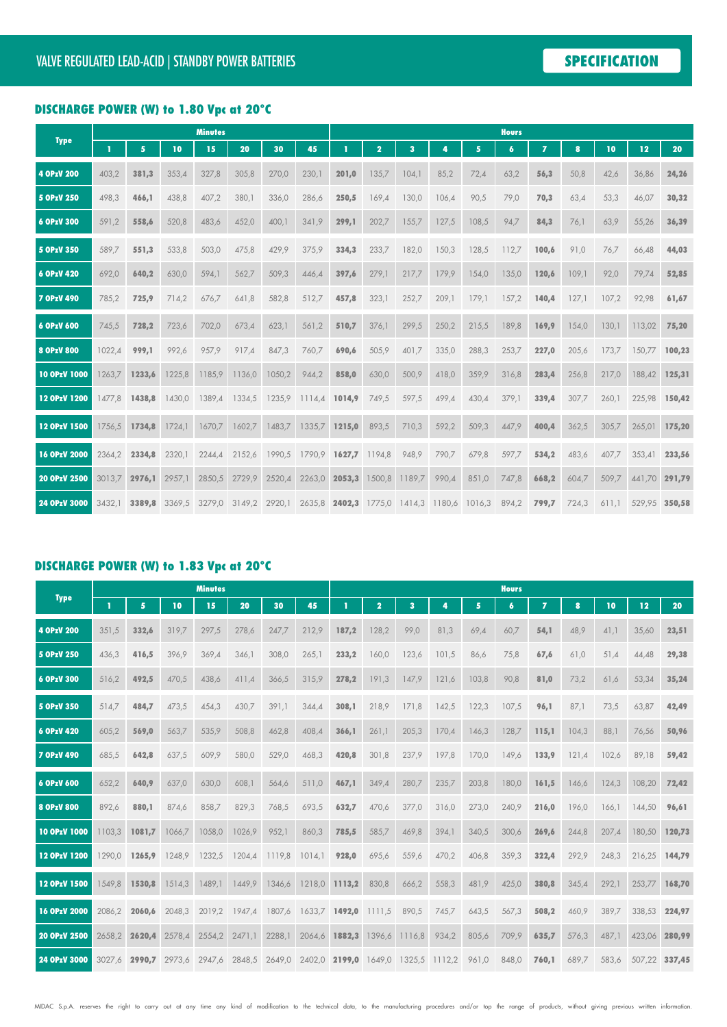VALVE REGULATED LEAD-ACID | STANDBY POWER BATTERIES

**SPECIFICATION**

## DISCHARGE POWER (W) to 1.80 Vpc at 20°C

| Type | Minutes | | | | | | | Hours | | | | | | | | | | | |
|---|---|---|---|---|---|---|---|---|---|---|---|---|---|---|---|---|---|---|---|
| | **1** | **5** | **10** | **15** | **20** | **30** | **45** | **1** | **2** | **3** | **4** | **5** | **6** | **7** | **8** | **10** | **12** | **20** |
| **4 OPzV 200** | 403,2 | **381,3** | 353,4 | 327,8 | 305,8 | 270,0 | 230,1 | **201,0** | 135,7 | 104,1 | 85,2 | 72,4 | 63,2 | **56,3** | 50,8 | 42,6 | 36,86 | **24,26** |
| **5 OPzV 250** | 498,3 | **466,1** | 438,8 | 407,2 | 380,1 | 336,0 | 286,6 | **250,5** | 169,4 | 130,0 | 106,4 | 90,5 | 79,0 | **70,3** | 63,4 | 53,3 | 46,07 | **30,32** |
| **6 OPzV 300** | 591,2 | **558,6** | 520,8 | 483,6 | 452,0 | 400,1 | 341,9 | **299,1** | 202,7 | 155,7 | 127,5 | 108,5 | 94,7 | **84,3** | 76,1 | 63,9 | 55,26 | **36,39** |
| **5 OPzV 350** | 589,7 | **551,3** | 533,8 | 503,0 | 475,8 | 429,9 | 375,9 | **334,3** | 233,7 | 182,0 | 150,3 | 128,5 | 112,7 | **100,6** | 91,0 | 76,7 | 66,48 | **44,03** |
| **6 OPzV 420** | 692,0 | **640,2** | 630,0 | 594,1 | 562,7 | 509,3 | 446,4 | **397,6** | 279,1 | 217,7 | 179,9 | 154,0 | 135,0 | **120,6** | 109,1 | 92,0 | 79,74 | **52,85** |
| **7 OPzV 490** | 785,2 | **725,9** | 714,2 | 676,7 | 641,8 | 582,8 | 512,7 | **457,8** | 323,1 | 252,7 | 209,1 | 179,1 | 157,2 | **140,4** | 127,1 | 107,2 | 92,98 | **61,67** |
| **6 OPzV 600** | 745,5 | **728,2** | 723,6 | 702,0 | 673,4 | 623,1 | 561,2 | **510,7** | 376,1 | 299,5 | 250,2 | 215,5 | 189,8 | **169,9** | 154,0 | 130,1 | 113,02 | **75,20** |
| **8 OPzV 800** | 1022,4 | **999,1** | 992,6 | 957,9 | 917,4 | 847,3 | 760,7 | **690,6** | 505,9 | 401,7 | 335,0 | 288,3 | 253,7 | **227,0** | 205,6 | 173,7 | 150,77 | **100,23** |
| **10 OPzV 1000** | 1263,7 | **1233,6** | 1225,8 | 1185,9 | 1136,0 | 1050,2 | 944,2 | **858,0** | 630,0 | 500,9 | 418,0 | 359,9 | 316,8 | **283,4** | 256,8 | 217,0 | 188,42 | **125,31** |
| **12 OPzV 1200** | 1477,8 | **1438,8** | 1430,0 | 1389,4 | 1334,5 | 1235,9 | 1114,4 | **1014,9** | 749,5 | 597,5 | 499,4 | 430,4 | 379,1 | **339,4** | 307,7 | 260,1 | 225,98 | **150,42** |
| **12 OPzV 1500** | 1756,5 | **1734,8** | 1724,1 | 1670,7 | 1602,7 | 1483,7 | 1335,7 | **1215,0** | 893,5 | 710,3 | 592,2 | 509,3 | 447,9 | **400,4** | 362,5 | 305,7 | 265,01 | **175,20** |
| **16 OPzV 2000** | 2364,2 | **2334,8** | 2320,1 | 2244,4 | 2152,6 | 1990,5 | 1790,9 | **1627,7** | 1194,8 | 948,9 | 790,7 | 679,8 | 597,7 | **534,2** | 483,6 | 407,7 | 353,41 | **233,56** |
| **20 OPzV 2500** | 3013,7 | **2976,1** | 2957,1 | 2850,5 | 2729,9 | 2520,4 | 2263,0 | **2053,3** | 1500,8 | 1189,7 | 990,4 | 851,0 | 747,8 | **668,2** | 604,7 | 509,7 | 441,70 | **291,79** |
| **24 OPzV 3000** | 3432,1 | **3389,8** | 3369,5 | 3279,0 | 3149,2 | 2920,1 | 2635,8 | **2402,3** | 1775,0 | 1414,3 | 1180,6 | 1016,3 | 894,2 | **799,7** | 724,3 | 611,1 | 529,95 | **350,58** |

## DISCHARGE POWER (W) to 1.83 Vpc at 20°C

| Type | Minutes | | | | | | | Hours | | | | | | | | | | | |
|---|---|---|---|---|---|---|---|---|---|---|---|---|---|---|---|---|---|---|---|
| | **1** | **5** | **10** | **15** | **20** | **30** | **45** | **1** | **2** | **3** | **4** | **5** | **6** | **7** | **8** | **10** | **12** | **20** |
| **4 OPzV 200** | 351,5 | **332,6** | 319,7 | 297,5 | 278,6 | 247,7 | 212,9 | **187,2** | 128,2 | 99,0 | 81,3 | 69,4 | 60,7 | **54,1** | 48,9 | 41,1 | 35,60 | **23,51** |
| **5 OPzV 250** | 436,3 | **416,5** | 396,9 | 369,4 | 346,1 | 308,0 | 265,1 | **233,2** | 160,0 | 123,6 | 101,5 | 86,6 | 75,8 | **67,6** | 61,0 | 51,4 | 44,48 | **29,38** |
| **6 OPzV 300** | 516,2 | **492,5** | 470,5 | 438,6 | 411,4 | 366,5 | 315,9 | **278,2** | 191,3 | 147,9 | 121,6 | 103,8 | 90,8 | **81,0** | 73,2 | 61,6 | 53,34 | **35,24** |
| **5 OPzV 350** | 514,7 | **484,7** | 473,5 | 454,3 | 430,7 | 391,1 | 344,4 | **308,1** | 218,9 | 171,8 | 142,5 | 122,3 | 107,5 | **96,1** | 87,1 | 73,5 | 63,87 | **42,49** |
| **6 OPzV 420** | 605,2 | **569,0** | 563,7 | 535,9 | 508,8 | 462,8 | 408,4 | **366,1** | 261,1 | 205,3 | 170,4 | 146,3 | 128,7 | **115,1** | 104,3 | 88,1 | 76,56 | **50,96** |
| **7 OPzV 490** | 685,5 | **642,8** | 637,5 | 609,9 | 580,0 | 529,0 | 468,3 | **420,8** | 301,8 | 237,9 | 197,8 | 170,0 | 149,6 | **133,9** | 121,4 | 102,6 | 89,18 | **59,42** |
| **6 OPzV 600** | 652,2 | **640,9** | 637,0 | 630,0 | 608,1 | 564,6 | 511,0 | **467,1** | 349,4 | 280,7 | 235,7 | 203,8 | 180,0 | **161,5** | 146,6 | 124,3 | 108,20 | **72,42** |
| **8 OPzV 800** | 892,6 | **880,1** | 874,6 | 858,7 | 829,3 | 768,5 | 693,5 | **632,7** | 470,6 | 377,0 | 316,0 | 273,0 | 240,9 | **216,0** | 196,0 | 166,1 | 144,50 | **96,61** |
| **10 OPzV 1000** | 1103,3 | **1081,7** | 1066,7 | 1058,0 | 1026,9 | 952,1 | 860,3 | **785,5** | 585,7 | 469,8 | 394,1 | 340,5 | 300,6 | **269,6** | 244,8 | 207,4 | 180,50 | **120,73** |
| **12 OPzV 1200** | 1290,0 | **1265,9** | 1248,9 | 1232,5 | 1204,4 | 1119,8 | 1014,1 | **928,0** | 695,6 | 559,6 | 470,2 | 406,8 | 359,3 | **322,4** | 292,9 | 248,3 | 216,25 | **144,79** |
| **12 OPzV 1500** | 1549,8 | **1530,8** | 1514,3 | 1489,1 | 1449,9 | 1346,6 | 1218,0 | **1113,2** | 830,8 | 666,2 | 558,3 | 481,9 | 425,0 | **380,8** | 345,4 | 292,1 | 253,77 | **168,70** |
| **16 OPzV 2000** | 2086,2 | **2060,6** | 2048,3 | 2019,2 | 1947,4 | 1807,6 | 1633,7 | **1492,0** | 1111,5 | 890,5 | 745,7 | 643,5 | 567,3 | **508,2** | 460,9 | 389,7 | 338,53 | **224,97** |
| **20 OPzV 2500** | 2658,2 | **2620,4** | 2578,4 | 2554,2 | 2471,1 | 2288,1 | 2064,6 | **1882,3** | 1396,6 | 1116,8 | 934,2 | 805,6 | 709,9 | **635,7** | 576,3 | 487,1 | 423,06 | **280,99** |
| **24 OPzV 3000** | 3027,6 | **2990,7** | 2973,6 | 2947,6 | 2848,5 | 2649,0 | 2402,0 | **2199,0** | 1649,0 | 1325,5 | 1112,2 | 961,0 | 848,0 | **760,1** | 689,7 | 583,6 | 507,22 | **337,45** |

MIDAC S.p.A. reserves the right to carry out at any time any kind of modification to the technical data, to the manufacturing procedures and/or top the range of products, without giving previous written information.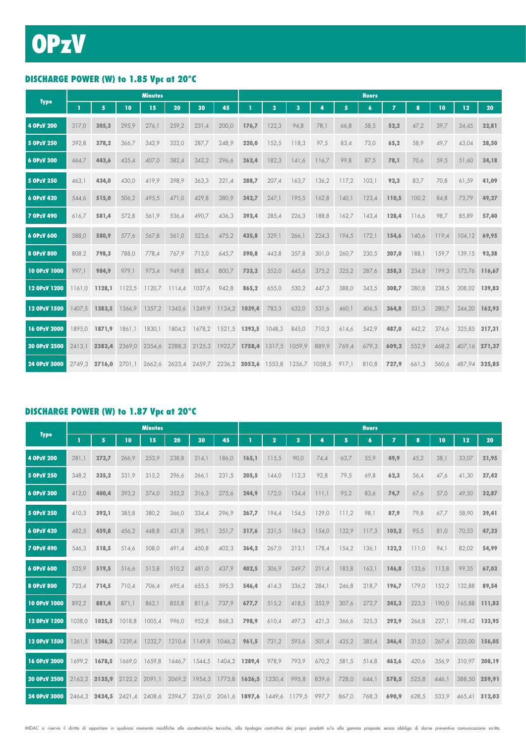# OPzV

## DISCHARGE POWER (W) to 1.85 Vpc at 20°C

| Type | Minutes | | | | | | | Hours | | | | | | | | | | | |
|---|---|---|---|---|---|---|---|---|---|---|---|---|---|---|---|---|---|---|---|
| | 1 | 5 | 10 | 15 | 20 | 30 | 45 | 1 | 2 | 3 | 4 | 5 | 6 | 7 | 8 | 10 | 12 | 20 |
| **4 OPzV 200** | 317,0 | **305,3** | 295,9 | 276,1 | 259,2 | 231,4 | 200,0 | **176,7** | 122,3 | 94,8 | 78,1 | 66,8 | 58,5 | **52,2** | 47,2 | 39,7 | 34,45 | **22,81** |
| **5 OPzV 250** | 392,8 | **378,2** | 366,7 | 342,9 | 322,0 | 287,7 | 248,9 | **220,0** | 152,5 | 118,3 | 97,5 | 83,4 | 73,0 | **65,2** | 58,9 | 49,7 | 43,04 | **28,50** |
| **6 OPzV 300** | 464,7 | **443,6** | 435,4 | 407,0 | 382,4 | 342,2 | 296,6 | **262,4** | 182,3 | 141,6 | 116,7 | 99,8 | 87,5 | **78,1** | 70,6 | 59,5 | 51,60 | **34,18** |
| **5 OPzV 350** | 463,1 | **434,0** | 430,0 | 419,9 | 398,9 | 363,3 | 321,4 | **288,7** | 207,4 | 163,7 | 136,2 | 117,2 | 103,1 | **92,3** | 83,7 | 70,8 | 61,59 | **41,09** |
| **6 OPzV 420** | 544,6 | **515,0** | 506,2 | 495,5 | 471,0 | 429,8 | 380,9 | **342,7** | 247,1 | 195,5 | 162,8 | 140,1 | 123,4 | **110,5** | 100,2 | 84,8 | 73,79 | **49,27** |
| **7 OPzV 490** | 616,7 | **581,4** | 572,8 | 561,9 | 536,4 | 490,7 | 436,3 | **393,4** | 285,4 | 226,3 | 188,8 | 162,7 | 143,4 | **128,4** | 116,6 | 98,7 | 85,89 | **57,40** |
| **6 OPzV 600** | 588,0 | **580,9** | 577,6 | 567,8 | 561,0 | 523,6 | 475,2 | **435,8** | 329,1 | 266,1 | 224,3 | 194,5 | 172,1 | **154,6** | 140,6 | 119,4 | 104,12 | **69,95** |
| **8 OPzV 800** | 808,2 | **798,3** | 788,0 | 778,4 | 767,9 | 713,0 | 645,7 | **590,8** | 443,8 | 357,8 | 301,0 | 260,7 | 230,5 | **207,0** | 188,1 | 159,7 | 139,15 | **93,38** |
| **10 OPzV 1000** | 997,1 | **984,9** | 979,1 | 973,4 | 949,8 | 883,4 | 800,7 | **733,2** | 552,0 | 445,6 | 375,2 | 325,2 | 287,6 | **258,3** | 234,8 | 199,3 | 173,76 | **116,67** |
| **12 OPzV 1200** | 1161,0 | **1128,1** | 1123,5 | 1120,7 | 1114,4 | 1037,6 | 942,8 | **865,2** | 655,0 | 530,2 | 447,3 | 388,0 | 343,5 | **308,7** | 280,8 | 238,5 | 208,02 | **139,83** |
| **12 OPzV 1500** | 1407,5 | **1383,5** | 1366,9 | 1357,2 | 1343,6 | 1249,9 | 1134,2 | **1039,4** | 783,3 | 632,0 | 531,6 | 460,1 | 406,5 | **364,8** | 331,3 | 280,7 | 244,20 | **162,93** |
| **16 OPzV 2000** | 1895,0 | **1871,9** | 1861,1 | 1830,1 | 1804,2 | 1678,2 | 1521,5 | **1393,5** | 1048,3 | 845,0 | 710,3 | 614,6 | 542,9 | **487,0** | 442,2 | 374,6 | 325,85 | **217,31** |
| **20 OPzV 2500** | 2413,1 | **2383,4** | 2369,0 | 2354,6 | 2288,3 | 2125,3 | 1922,7 | **1758,4** | 1317,5 | 1059,9 | 889,9 | 769,4 | 679,3 | **609,2** | 552,9 | 468,2 | 407,16 | **271,37** |
| **24 OPzV 3000** | 2749,3 | **2716,0** | 2701,1 | 2662,6 | 2623,4 | 2459,7 | 2236,2 | **2052,6** | 1553,8 | 1256,7 | 1058,5 | 917,1 | 810,8 | **727,9** | 661,3 | 560,6 | 487,94 | **325,85** |

## DISCHARGE POWER (W) to 1.87 Vpc at 20°C

| Type | Minutes | | | | | | | Hours | | | | | | | | | | | |
|---|---|---|---|---|---|---|---|---|---|---|---|---|---|---|---|---|---|---|---|
| | 1 | 5 | 10 | 15 | 20 | 30 | 45 | 1 | 2 | 3 | 4 | 5 | 6 | 7 | 8 | 10 | 12 | 20 |
| **4 OPzV 200** | 281,1 | **273,7** | 266,9 | 253,9 | 238,8 | 214,1 | 186,0 | **165,1** | 115,5 | 90,0 | 74,4 | 63,7 | 55,9 | **49,9** | 45,2 | 38,1 | 33,07 | **21,95** |
| **5 OPzV 250** | 348,2 | **335,2** | 331,9 | 315,2 | 296,6 | 266,1 | 231,5 | **205,5** | 144,0 | 112,3 | 92,8 | 79,5 | 69,8 | **62,3** | 56,4 | 47,6 | 41,30 | **27,42** |
| **6 OPzV 300** | 412,0 | **400,4** | 393,2 | 374,0 | 352,2 | 316,3 | 275,6 | **244,9** | 172,0 | 134,4 | 111,1 | 95,2 | 83,6 | **74,7** | 67,6 | 57,0 | 49,50 | **32,87** |
| **5 OPzV 350** | 410,3 | **392,1** | 385,8 | 380,2 | 366,0 | 334,4 | 296,9 | **267,7** | 194,4 | 154,5 | 129,0 | 111,2 | 98,1 | **87,9** | 79,8 | 67,7 | 58,90 | **39,41** |
| **6 OPzV 420** | 482,5 | **459,8** | 456,2 | 448,8 | 431,8 | 395,1 | 351,7 | **317,6** | 231,5 | 184,3 | 154,0 | 132,9 | 117,3 | **105,2** | 95,5 | 81,0 | 70,53 | **47,23** |
| **7 OPzV 490** | 546,3 | **518,5** | 514,6 | 508,0 | 491,4 | 450,8 | 402,3 | **364,2** | 267,0 | 213,1 | 178,4 | 154,2 | 136,1 | **122,2** | 111,0 | 94,1 | 82,02 | **54,99** |
| **6 OPzV 600** | 525,9 | **519,5** | 516,6 | 513,8 | 510,2 | 481,0 | 437,9 | **402,5** | 306,9 | 249,7 | 211,4 | 183,8 | 163,1 | **146,8** | 133,6 | 113,8 | 99,35 | **67,03** |
| **8 OPzV 800** | 723,4 | **714,5** | 710,4 | 706,4 | 695,4 | 655,5 | 595,3 | **546,4** | 414,3 | 336,2 | 284,1 | 246,8 | 218,7 | **196,7** | 179,0 | 152,2 | 132,88 | **89,54** |
| **10 OPzV 1000** | 892,2 | **881,4** | 871,1 | 862,1 | 855,8 | 811,6 | 737,9 | **677,7** | 515,2 | 418,5 | 353,9 | 307,6 | 272,7 | **245,3** | 223,3 | 190,0 | 165,88 | **111,83** |
| **12 OPzV 1200** | 1038,0 | **1025,5** | 1018,8 | 1005,4 | 996,0 | 952,8 | 868,3 | **798,9** | 610,4 | 497,3 | 421,3 | 366,6 | 325,3 | **292,9** | 266,8 | 227,1 | 198,42 | **133,95** |
| **12 OPzV 1500** | 1261,5 | **1246,2** | 1239,4 | 1232,7 | 1210,4 | 1149,8 | 1046,2 | **961,5** | 731,2 | 593,6 | 501,4 | 435,2 | 385,4 | **346,4** | 315,0 | 267,4 | 233,00 | **156,05** |
| **16 OPzV 2000** | 1699,2 | **1678,5** | 1669,0 | 1659,8 | 1646,7 | 1544,5 | 1404,2 | **1289,4** | 978,9 | 793,9 | 670,2 | 581,5 | 514,8 | **462,6** | 420,6 | 356,9 | 310,97 | **208,19** |
| **20 OPzV 2500** | 2162,2 | **2135,9** | 2122,2 | 2091,1 | 2069,2 | 1954,3 | 1773,8 | **1626,5** | 1230,4 | 995,8 | 839,6 | 728,0 | 644,1 | **578,5** | 525,8 | 446,1 | 388,50 | **259,91** |
| **24 OPzV 3000** | 2464,3 | **2434,5** | 2421,4 | 2408,6 | 2394,7 | 2261,0 | 2061,6 | **1897,6** | 1449,6 | 1179,5 | 997,7 | 867,0 | 768,3 | **690,9** | 628,5 | 533,9 | 465,41 | **312,03** |

MIDAC si riserva il diritto di apportare in qualsiasi momento modifiche alle caratteristiche tecniche, alla tipologia costruttiva dei propri prodotti e/o alla gamma proposta senza obbligo di darne preventiva comunicazione scritta.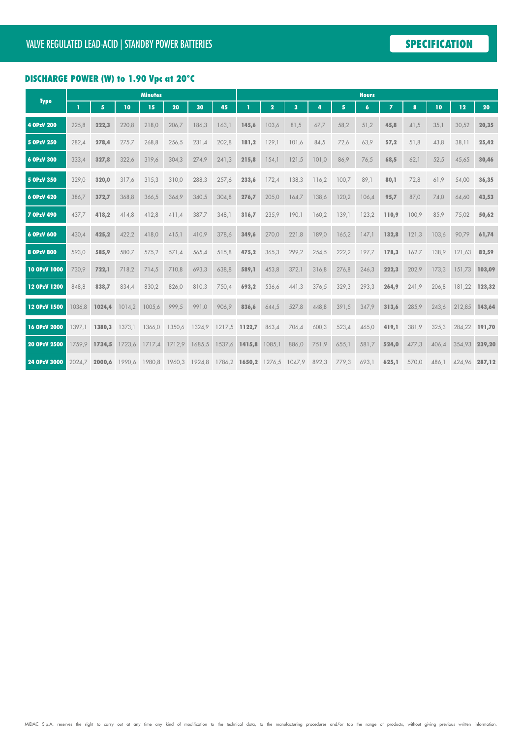## DISCHARGE POWER (W) to 1.90 Vpc at 20°C

| Type | Minutes | | | | | | | Hours | | | | | | | | | | |
|---|---|---|---|---|---|---|---|---|---|---|---|---|---|---|---|---|---|---|
| | 1 | 5 | 10 | 15 | 20 | 30 | 45 | 1 | 2 | 3 | 4 | 5 | 6 | 7 | 8 | 10 | 12 | 20 |
| 4 OPzV 200 | 225,8 | 222,3 | 220,8 | 218,0 | 206,7 | 186,3 | 163,1 | 145,6 | 103,6 | 81,5 | 67,7 | 58,2 | 51,2 | 45,8 | 41,5 | 35,1 | 30,52 | 20,35 |
| 5 OPzV 250 | 282,4 | 278,4 | 275,7 | 268,8 | 256,5 | 231,4 | 202,8 | 181,2 | 129,1 | 101,6 | 84,5 | 72,6 | 63,9 | 57,2 | 51,8 | 43,8 | 38,11 | 25,42 |
| 6 OPzV 300 | 333,4 | 327,8 | 322,6 | 319,6 | 304,3 | 274,9 | 241,3 | 215,8 | 154,1 | 121,5 | 101,0 | 86,9 | 76,5 | 68,5 | 62,1 | 52,5 | 45,65 | 30,46 |
| 5 OPzV 350 | 329,0 | 320,0 | 317,6 | 315,3 | 310,0 | 288,3 | 257,6 | 233,6 | 172,4 | 138,3 | 116,2 | 100,7 | 89,1 | 80,1 | 72,8 | 61,9 | 54,00 | 36,35 |
| 6 OPzV 420 | 386,7 | 372,7 | 368,8 | 366,5 | 364,9 | 340,5 | 304,8 | 276,7 | 205,0 | 164,7 | 138,6 | 120,2 | 106,4 | 95,7 | 87,0 | 74,0 | 64,60 | 43,53 |
| 7 OPzV 490 | 437,7 | 418,2 | 414,8 | 412,8 | 411,4 | 387,7 | 348,1 | 316,7 | 235,9 | 190,1 | 160,2 | 139,1 | 123,2 | 110,9 | 100,9 | 85,9 | 75,02 | 50,62 |
| 6 OPzV 600 | 430,4 | 425,2 | 422,2 | 418,0 | 415,1 | 410,9 | 378,6 | 349,6 | 270,0 | 221,8 | 189,0 | 165,2 | 147,1 | 132,8 | 121,3 | 103,6 | 90,79 | 61,74 |
| 8 OPzV 800 | 593,0 | 585,9 | 580,7 | 575,2 | 571,4 | 565,4 | 515,8 | 475,2 | 365,3 | 299,2 | 254,5 | 222,2 | 197,7 | 178,3 | 162,7 | 138,9 | 121,63 | 82,59 |
| 10 OPzV 1000 | 730,9 | 722,1 | 718,2 | 714,5 | 710,8 | 693,3 | 638,8 | 589,1 | 453,8 | 372,1 | 316,8 | 276,8 | 246,3 | 222,3 | 202,9 | 173,3 | 151,73 | 103,09 |
| 12 OPzV 1200 | 848,8 | 838,7 | 834,4 | 830,2 | 826,0 | 810,3 | 750,4 | 693,2 | 536,6 | 441,3 | 376,5 | 329,3 | 293,3 | 264,9 | 241,9 | 206,8 | 181,22 | 123,32 |
| 12 OPzV 1500 | 1036,8 | 1024,4 | 1014,2 | 1005,6 | 999,5 | 991,0 | 906,9 | 836,6 | 644,5 | 527,8 | 448,8 | 391,5 | 347,9 | 313,6 | 285,9 | 243,6 | 212,85 | 143,64 |
| 16 OPzV 2000 | 1397,1 | 1380,3 | 1373,1 | 1366,0 | 1350,6 | 1324,9 | 1217,5 | 1122,7 | 863,4 | 706,4 | 600,3 | 523,4 | 465,0 | 419,1 | 381,9 | 325,3 | 284,22 | 191,70 |
| 20 OPzV 2500 | 1759,9 | 1734,5 | 1723,6 | 1717,4 | 1712,9 | 1685,5 | 1537,6 | 1415,8 | 1085,1 | 886,0 | 751,9 | 655,1 | 581,7 | 524,0 | 477,3 | 406,4 | 354,93 | 239,20 |
| 24 OPzV 3000 | 2024,7 | 2000,6 | 1990,6 | 1980,8 | 1960,3 | 1924,8 | 1786,2 | 1650,2 | 1276,5 | 1047,9 | 892,3 | 779,3 | 693,1 | 625,1 | 570,0 | 486,1 | 424,96 | 287,12 |

MIDAC S.p.A. reserves the right to carry out at any time any kind of modification to the technical data, to the manufacturing procedures and/or top the range of products, without giving previous written information.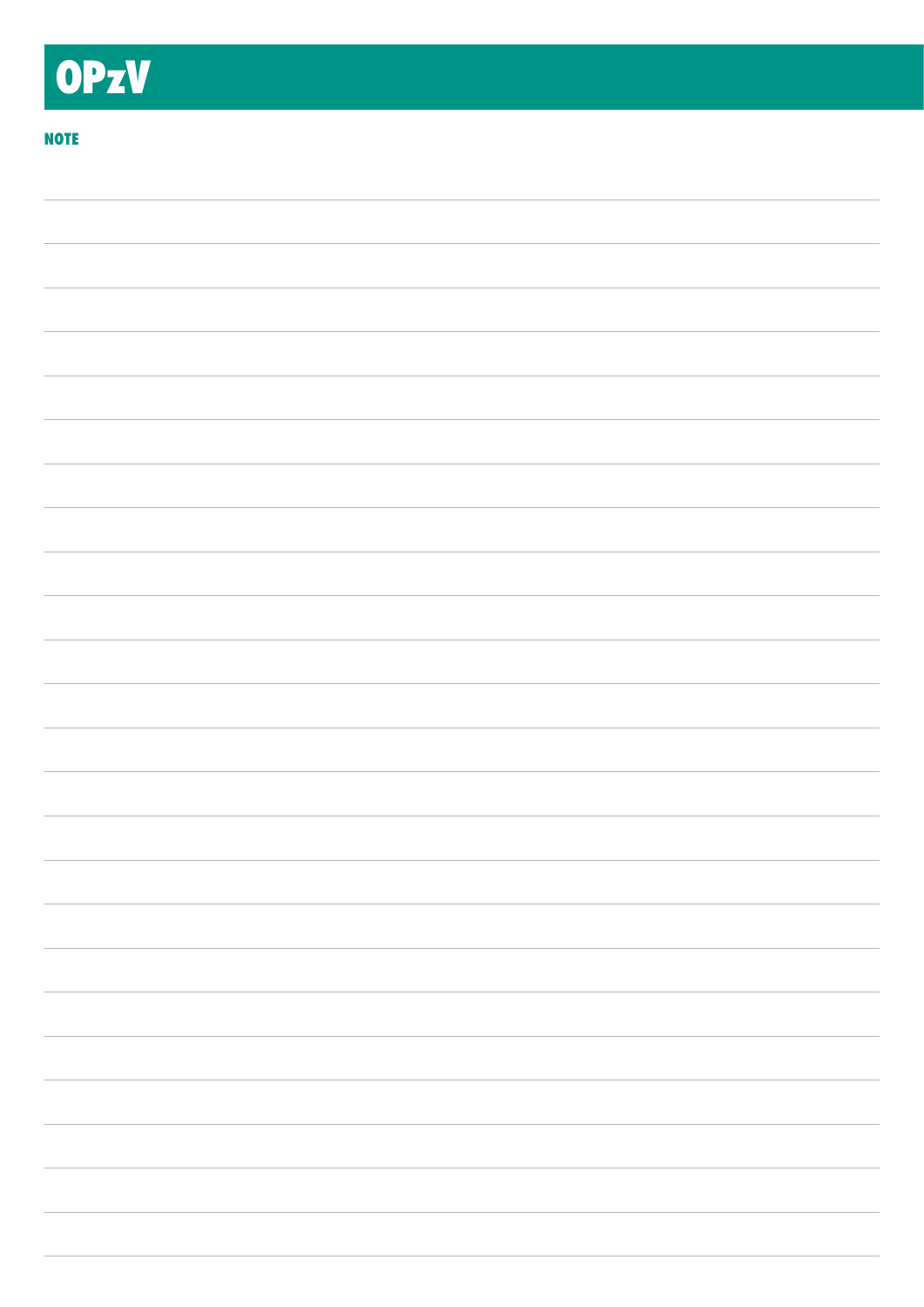# OPzV

**NOTE**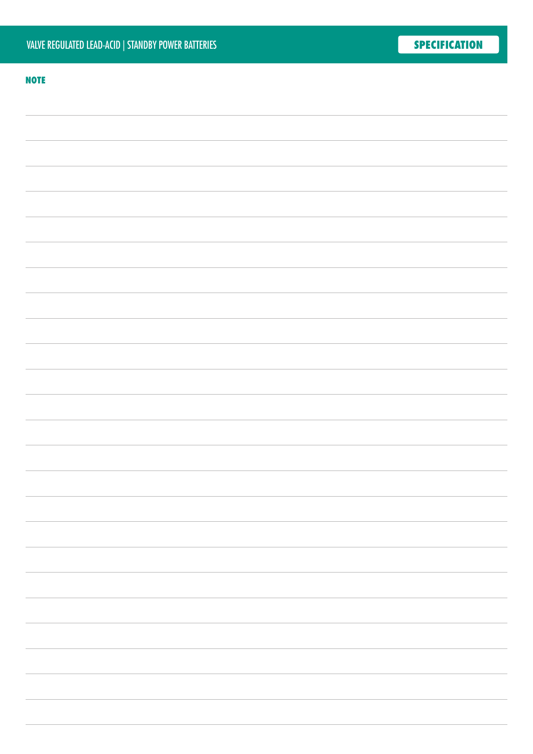**NOTE**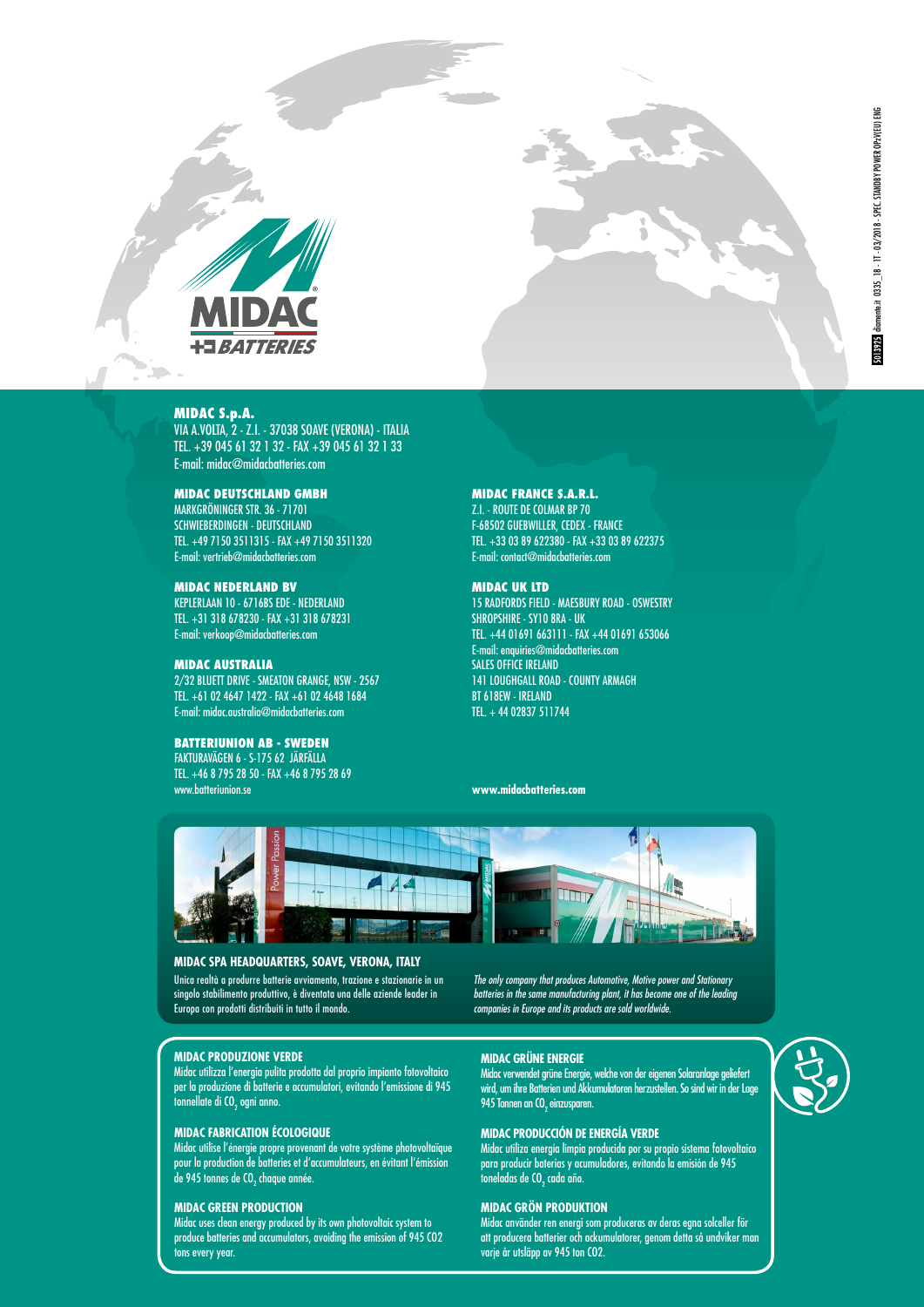MIDAC BATTERIES

**MIDAC S.p.A.**
VIA A.VOLTA, 2 - Z.I. - 37038 SOAVE (VERONA) - ITALIA
TEL. +39 045 61 32 1 32 - FAX +39 045 61 32 1 33
E-mail: midac@midacbatteries.com

**MIDAC DEUTSCHLAND GMBH**
MARKGRÖNINGER STR. 36 - 71701
SCHWIEBERDINGEN - DEUTSCHLAND
TEL. +49 7150 3511315 - FAX +49 7150 3511320
E-mail: vertrieb@midacbatteries.com

**MIDAC NEDERLAND BV**
KEPLERLAAN 10 - 6716BS EDE - NEDERLAND
TEL. +31 318 678230 - FAX +31 318 678231
E-mail: verkoop@midacbatteries.com

**MIDAC AUSTRALIA**
2/32 BLUETT DRIVE - SMEATON GRANGE, NSW - 2567
TEL. +61 02 4647 1422 - FAX +61 02 4648 1684
E-mail: midac.australia@midacbatteries.com

**BATTERIUNION AB - SWEDEN**
FAKTURAVÄGEN 6 - S-175 62 JÄRFÄLLA
TEL. +46 8 795 28 50 - FAX +46 8 795 28 69
www.batteriunion.se

**MIDAC FRANCE S.A.R.L.**
Z.I. - ROUTE DE COLMAR BP 70
F-68502 GUEBWILLER, CEDEX - FRANCE
TEL. +33 03 89 622380 - FAX +33 03 89 622375
E-mail: contact@midacbatteries.com

**MIDAC UK LTD**
15 RADFORDS FIELD - MAESBURY ROAD - OSWESTRY
SHROPSHIRE - SY10 8RA - UK
TEL. +44 01691 663111 - FAX +44 01691 653066
E-mail: enquiries@midacbatteries.com
SALES OFFICE IRELAND
141 LOUGHGALL ROAD - COUNTY ARMAGH
BT 618EW - IRELAND
TEL. + 44 02837 511744

**www.midacbatteries.com**

**MIDAC SPA HEADQUARTERS, SOAVE, VERONA, ITALY**

Unica realtà a produrre batterie avviamento, trazione e stazionarie in un singolo stabilimento produttivo, è diventata una delle aziende leader in Europa con prodotti distribuiti in tutto il mondo.

*The only company that produces Automotive, Motive power and Stationary batteries in the same manufacturing plant, it has become one of the leading companies in Europe and its products are sold worldwide.*

**MIDAC PRODUZIONE VERDE**
Midac utilizza l'energia pulita prodotta dal proprio impianto fotovoltaico per la produzione di batterie e accumulatori, evitando l'emissione di 945 tonnellate di $CO_2$ ogni anno.

**MIDAC FABRICATION ÉCOLOGIQUE**
Midac utilise l'énergie propre provenant de votre système photovoltaïque pour la production de batteries et d'accumulateurs, en évitant l'émission de 945 tonnes de $CO_2$ chaque année.

**MIDAC GREEN PRODUCTION**
Midac uses clean energy produced by its own photovoltaic system to produce batteries and accumulators, avoiding the emission of 945 CO2 tons every year.

**MIDAC GRÜNE ENERGIE**
Midac verwendet grüne Energie, welche von der eigenen Solaranlage geliefert wird, um ihre Batterien und Akkumulatoren herzustellen. So sind wir in der Lage 945 Tonnen an $CO_2$ einzusparen.

**MIDAC PRODUCCIÓN DE ENERGÍA VERDE**
Midac utiliza energía limpia producida por su propio sistema fotovoltaico para producir baterías y acumuladores, evitando la emisión de 945 toneladas de $CO_2$ cada año.

**MIDAC GRÖN PRODUKTION**
Midac använder ren energi som produceras av deras egna solceller för att producera batterier och ackumulatorer, genom detta så undviker man varje år utsläpp av 945 ton CO2.

50|3925 Ramonte.it 0335_18 - 1T - 03/2018 - SPEC. STANDBY POWER OPzV(EU) ENG